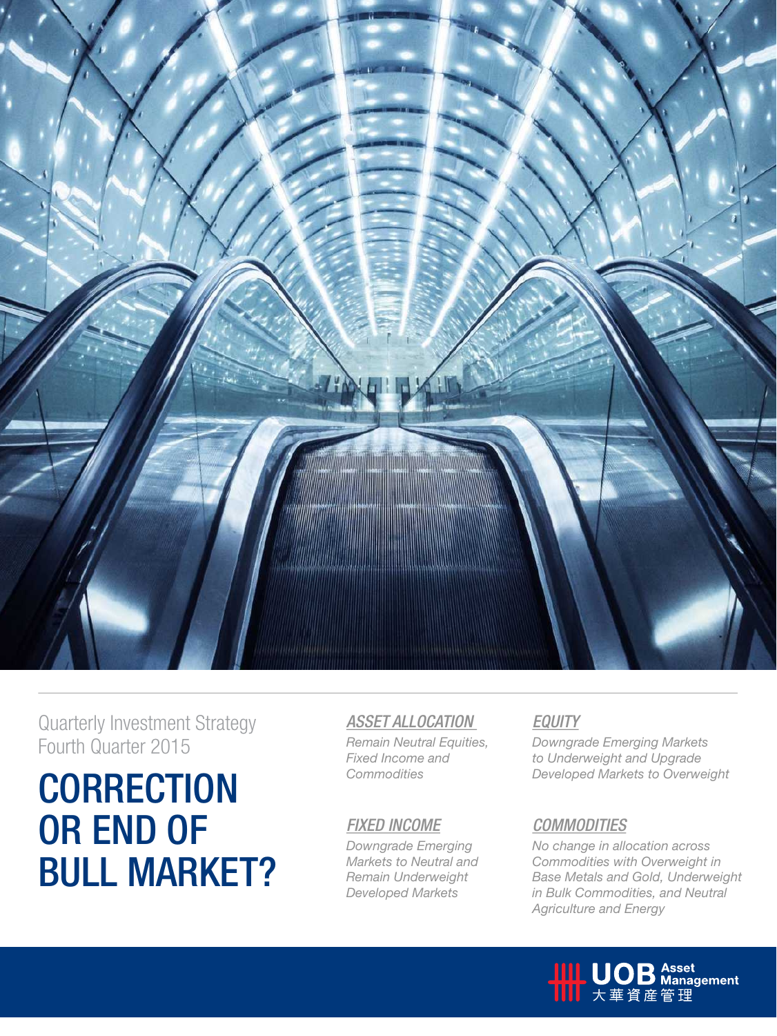Quarterly Investment Strategy
Fourth Quarter 2015

# CORRECTION OR END OF BULL MARKET?

## ASSET ALLOCATION

*Remain Neutral Equities, Fixed Income and Commodities*

## FIXED INCOME

*Downgrade Emerging Markets to Neutral and Remain Underweight Developed Markets*

## EQUITY

*Downgrade Emerging Markets to Underweight and Upgrade Developed Markets to Overweight*

## COMMODITIES

*No change in allocation across Commodities with Overweight in Base Metals and Gold, Underweight in Bulk Commodities, and Neutral Agriculture and Energy*

UOB Asset Management
大華資產管理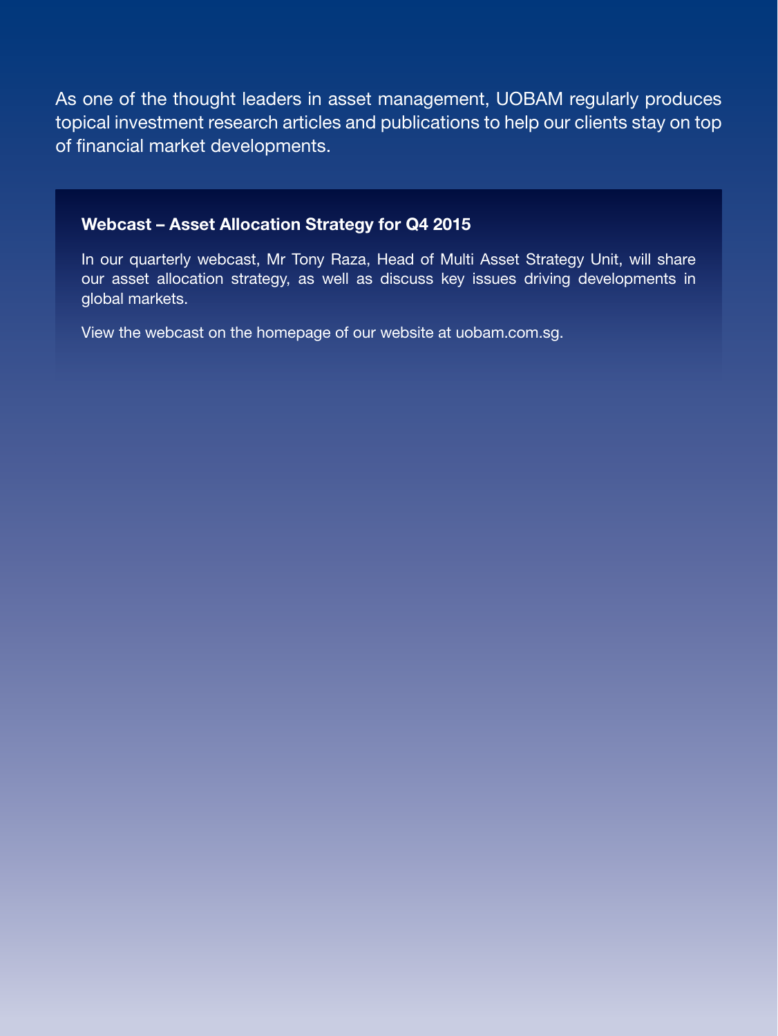As one of the thought leaders in asset management, UOBAM regularly produces topical investment research articles and publications to help our clients stay on top of financial market developments.

### Webcast – Asset Allocation Strategy for Q4 2015

In our quarterly webcast, Mr Tony Raza, Head of Multi Asset Strategy Unit, will share our asset allocation strategy, as well as discuss key issues driving developments in global markets.

View the webcast on the homepage of our website at uobam.com.sg.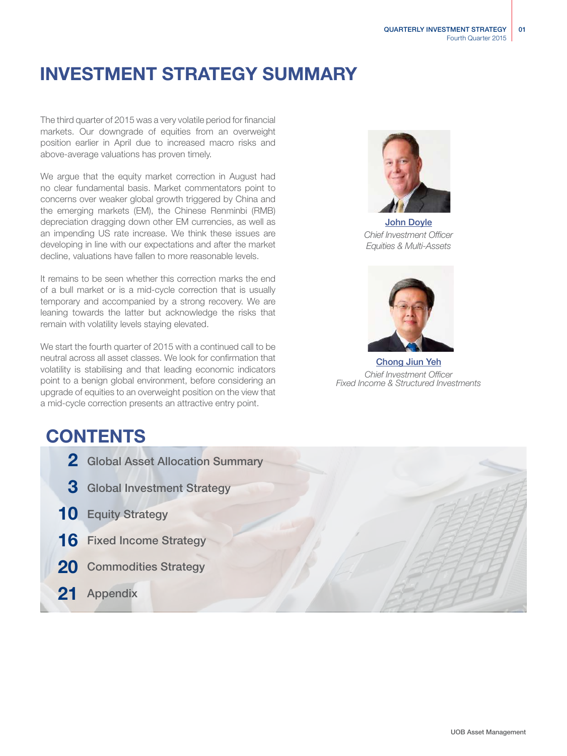# INVESTMENT STRATEGY SUMMARY

The third quarter of 2015 was a very volatile period for financial markets. Our downgrade of equities from an overweight position earlier in April due to increased macro risks and above-average valuations has proven timely.

We argue that the equity market correction in August had no clear fundamental basis. Market commentators point to concerns over weaker global growth triggered by China and the emerging markets (EM), the Chinese Renminbi (RMB) depreciation dragging down other EM currencies, as well as an impending US rate increase. We think these issues are developing in line with our expectations and after the market decline, valuations have fallen to more reasonable levels.

It remains to be seen whether this correction marks the end of a bull market or is a mid-cycle correction that is usually temporary and accompanied by a strong recovery. We are leaning towards the latter but acknowledge the risks that remain with volatility levels staying elevated.

We start the fourth quarter of 2015 with a continued call to be neutral across all asset classes. We look for confirmation that volatility is stabilising and that leading economic indicators point to a benign global environment, before considering an upgrade of equities to an overweight position on the view that a mid-cycle correction presents an attractive entry point.

**John Doyle**
*Chief Investment Officer*
*Equities & Multi-Assets*

**Chong Jiun Yeh**
*Chief Investment Officer*
*Fixed Income & Structured Investments*

## CONTENTS

- **2** Global Asset Allocation Summary
- **3** Global Investment Strategy
- **10** Equity Strategy
- **16** Fixed Income Strategy
- **20** Commodities Strategy
- **21** Appendix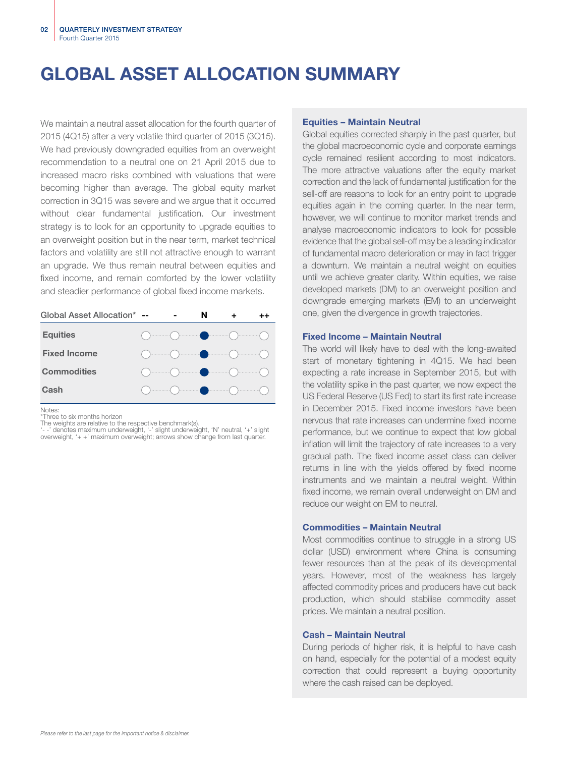# GLOBAL ASSET ALLOCATION SUMMARY

We maintain a neutral asset allocation for the fourth quarter of 2015 (4Q15) after a very volatile third quarter of 2015 (3Q15). We had previously downgraded equities from an overweight recommendation to a neutral one on 21 April 2015 due to increased macro risks combined with valuations that were becoming higher than average. The global equity market correction in 3Q15 was severe and we argue that it occurred without clear fundamental justification. Our investment strategy is to look for an opportunity to upgrade equities to an overweight position but in the near term, market technical factors and volatility are still not attractive enough to warrant an upgrade. We thus remain neutral between equities and fixed income, and remain comforted by the lower volatility and steadier performance of global fixed income markets.

| Global Asset Allocation* | -- | - | N | + | ++ |
|---|---|---|---|---|---|
| Equities | ○ | ○ | ● | ○ | ○ |
| Fixed Income | ○ | ○ | ● | ○ | ○ |
| Commodities | ○ | ○ | ● | ○ | ○ |
| Cash | ○ | ○ | ● | ○ | ○ |

Notes:
*Three to six months horizon
The weights are relative to the respective benchmark(s).
'- -' denotes maximum underweight, '-' slight underweight, 'N' neutral, '+' slight overweight, '+ +' maximum overweight; arrows show change from last quarter.

**Equities – Maintain Neutral**

Global equities corrected sharply in the past quarter, but the global macroeconomic cycle and corporate earnings cycle remained resilient according to most indicators. The more attractive valuations after the equity market correction and the lack of fundamental justification for the sell-off are reasons to look for an entry point to upgrade equities again in the coming quarter. In the near term, however, we will continue to monitor market trends and analyse macroeconomic indicators to look for possible evidence that the global sell-off may be a leading indicator of fundamental macro deterioration or may in fact trigger a downturn. We maintain a neutral weight on equities until we achieve greater clarity. Within equities, we raise developed markets (DM) to an overweight position and downgrade emerging markets (EM) to an underweight one, given the divergence in growth trajectories.

**Fixed Income – Maintain Neutral**

The world will likely have to deal with the long-awaited start of monetary tightening in 4Q15. We had been expecting a rate increase in September 2015, but with the volatility spike in the past quarter, we now expect the US Federal Reserve (US Fed) to start its first rate increase in December 2015. Fixed income investors have been nervous that rate increases can undermine fixed income performance, but we continue to expect that low global inflation will limit the trajectory of rate increases to a very gradual path. The fixed income asset class can deliver returns in line with the yields offered by fixed income instruments and we maintain a neutral weight. Within fixed income, we remain overall underweight on DM and reduce our weight on EM to neutral.

**Commodities – Maintain Neutral**

Most commodities continue to struggle in a strong US dollar (USD) environment where China is consuming fewer resources than at the peak of its developmental years. However, most of the weakness has largely affected commodity prices and producers have cut back production, which should stabilise commodity asset prices. We maintain a neutral position.

**Cash – Maintain Neutral**

During periods of higher risk, it is helpful to have cash on hand, especially for the potential of a modest equity correction that could represent a buying opportunity where the cash raised can be deployed.

*Please refer to the last page for the important notice & disclaimer.*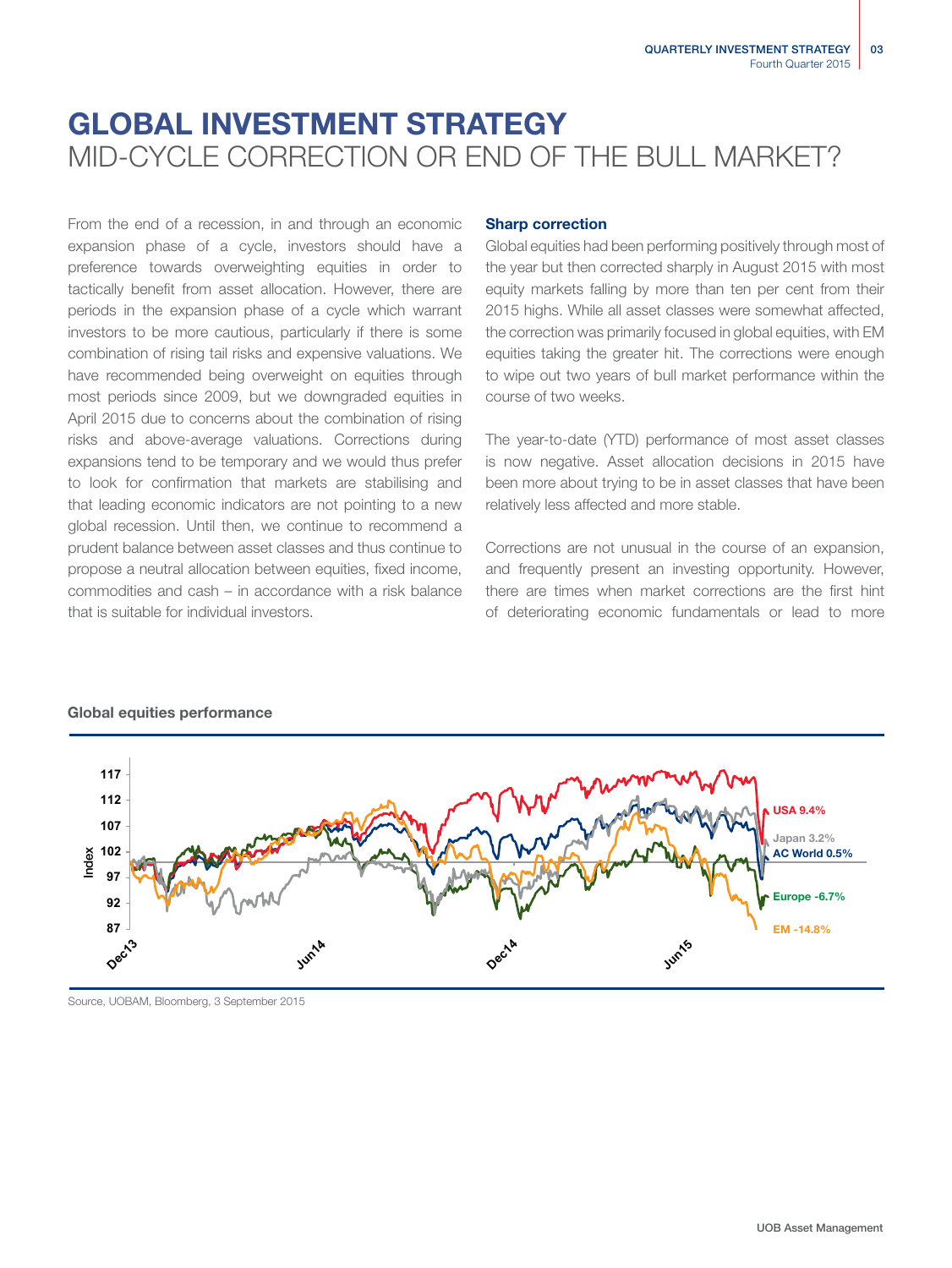# GLOBAL INVESTMENT STRATEGY

## MID-CYCLE CORRECTION OR END OF THE BULL MARKET?

From the end of a recession, in and through an economic expansion phase of a cycle, investors should have a preference towards overweighting equities in order to tactically benefit from asset allocation. However, there are periods in the expansion phase of a cycle which warrant investors to be more cautious, particularly if there is some combination of rising tail risks and expensive valuations. We have recommended being overweight on equities through most periods since 2009, but we downgraded equities in April 2015 due to concerns about the combination of rising risks and above-average valuations. Corrections during expansions tend to be temporary and we would thus prefer to look for confirmation that markets are stabilising and that leading economic indicators are not pointing to a new global recession. Until then, we continue to recommend a prudent balance between asset classes and thus continue to propose a neutral allocation between equities, fixed income, commodities and cash – in accordance with a risk balance that is suitable for individual investors.

### Sharp correction

Global equities had been performing positively through most of the year but then corrected sharply in August 2015 with most equity markets falling by more than ten per cent from their 2015 highs. While all asset classes were somewhat affected, the correction was primarily focused in global equities, with EM equities taking the greater hit. The corrections were enough to wipe out two years of bull market performance within the course of two weeks.

The year-to-date (YTD) performance of most asset classes is now negative. Asset allocation decisions in 2015 have been more about trying to be in asset classes that have been relatively less affected and more stable.

Corrections are not unusual in the course of an expansion, and frequently present an investing opportunity. However, there are times when market corrections are the first hint of deteriorating economic fundamentals or lead to more

**Global equities performance**

Index: USA 9.4%, Japan 3.2%, AC World 0.5%, Europe -6.7%, EM -14.8% (Dec13 – Jun15)

Source, UOBAM, Bloomberg, 3 September 2015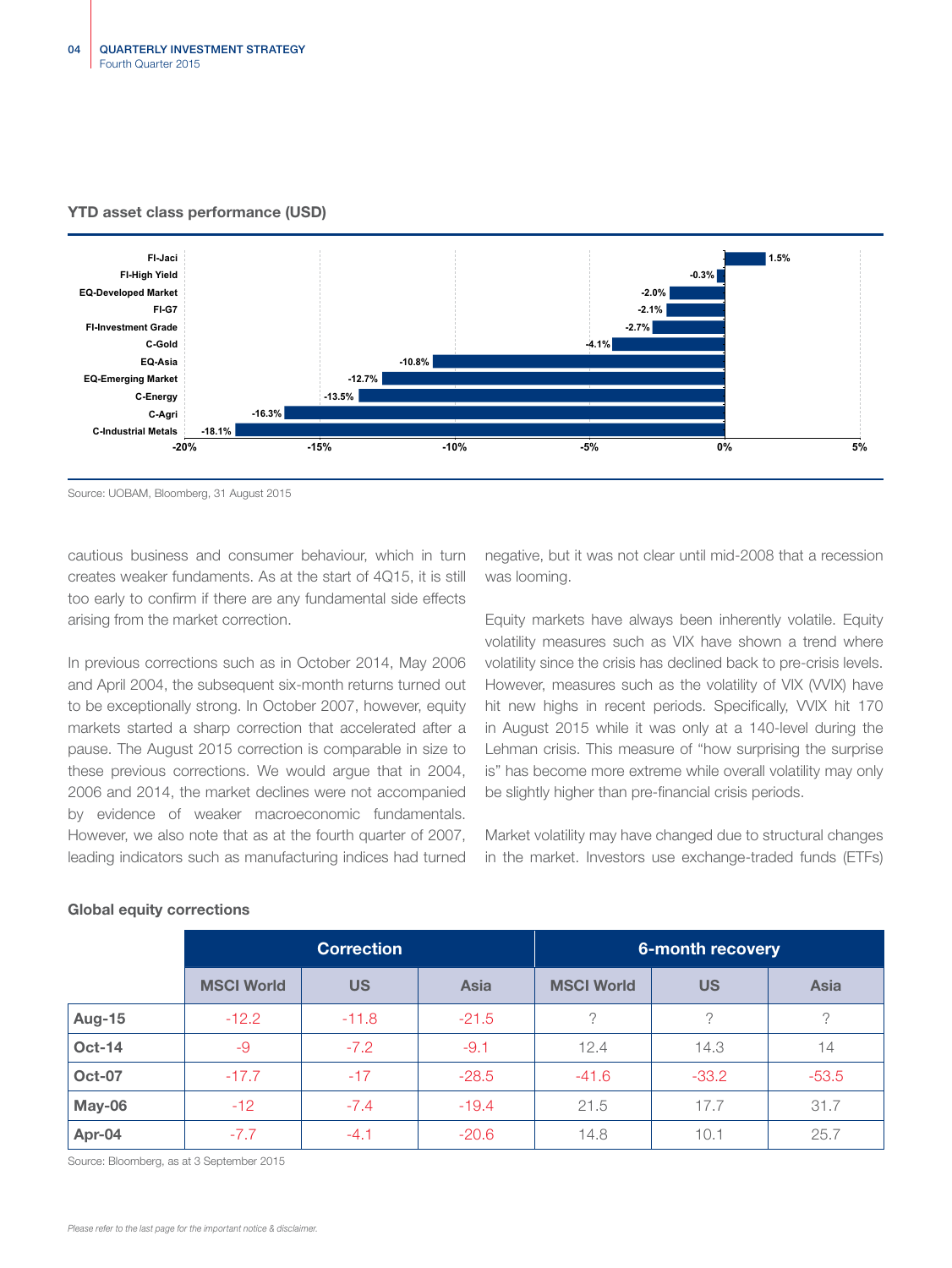### YTD asset class performance (USD)

| Asset class | YTD performance |
|---|---|
| FI-Jaci | 1.5% |
| FI-High Yield | -0.3% |
| EQ-Developed Market | -2.0% |
| FI-G7 | -2.1% |
| FI-Investment Grade | -2.7% |
| C-Gold | -4.1% |
| EQ-Asia | -10.8% |
| EQ-Emerging Market | -12.7% |
| C-Energy | -13.5% |
| C-Agri | -16.3% |
| C-Industrial Metals | -18.1% |

Source: UOBAM, Bloomberg, 31 August 2015

cautious business and consumer behaviour, which in turn creates weaker fundaments. As at the start of 4Q15, it is still too early to confirm if there are any fundamental side effects arising from the market correction.

In previous corrections such as in October 2014, May 2006 and April 2004, the subsequent six-month returns turned out to be exceptionally strong. In October 2007, however, equity markets started a sharp correction that accelerated after a pause. The August 2015 correction is comparable in size to these previous corrections. We would argue that in 2004, 2006 and 2014, the market declines were not accompanied by evidence of weaker macroeconomic fundamentals. However, we also note that as at the fourth quarter of 2007, leading indicators such as manufacturing indices had turned negative, but it was not clear until mid-2008 that a recession was looming.

Equity markets have always been inherently volatile. Equity volatility measures such as VIX have shown a trend where volatility since the crisis has declined back to pre-crisis levels. However, measures such as the volatility of VIX (VVIX) have hit new highs in recent periods. Specifically, VVIX hit 170 in August 2015 while it was only at a 140-level during the Lehman crisis. This measure of "how surprising the surprise is" has become more extreme while overall volatility may only be slightly higher than pre-financial crisis periods.

Market volatility may have changed due to structural changes in the market. Investors use exchange-traded funds (ETFs)

### Global equity corrections

| | Correction | | | 6-month recovery | | |
|---|---|---|---|---|---|---|
| | MSCI World | US | Asia | MSCI World | US | Asia |
| **Aug-15** | -12.2 | -11.8 | -21.5 | ? | ? | ? |
| **Oct-14** | -9 | -7.2 | -9.1 | 12.4 | 14.3 | 14 |
| **Oct-07** | -17.7 | -17 | -28.5 | -41.6 | -33.2 | -53.5 |
| **May-06** | -12 | -7.4 | -19.4 | 21.5 | 17.7 | 31.7 |
| **Apr-04** | -7.7 | -4.1 | -20.6 | 14.8 | 10.1 | 25.7 |

Source: Bloomberg, as at 3 September 2015

*Please refer to the last page for the important notice & disclaimer.*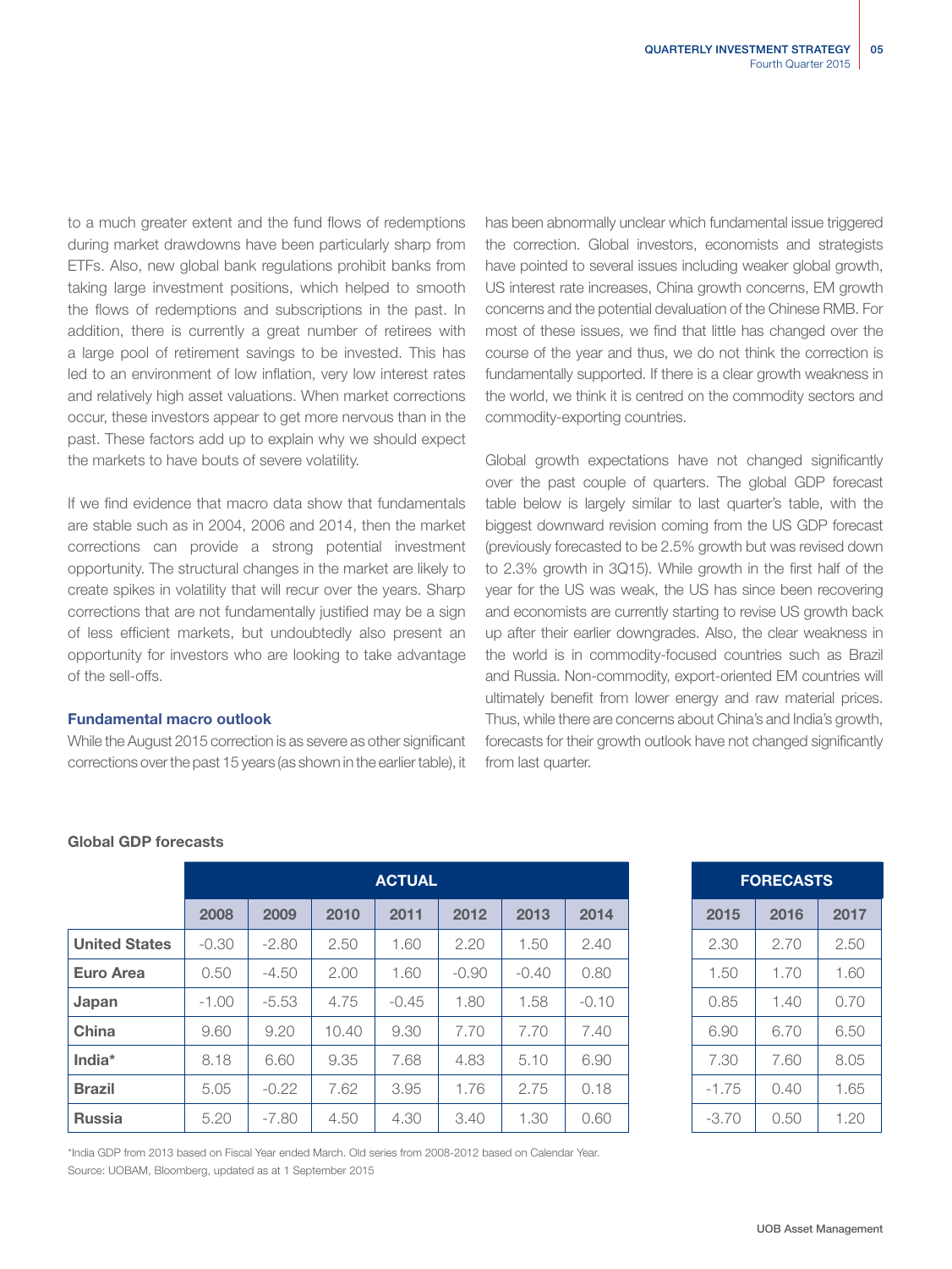to a much greater extent and the fund flows of redemptions during market drawdowns have been particularly sharp from ETFs. Also, new global bank regulations prohibit banks from taking large investment positions, which helped to smooth the flows of redemptions and subscriptions in the past. In addition, there is currently a great number of retirees with a large pool of retirement savings to be invested. This has led to an environment of low inflation, very low interest rates and relatively high asset valuations. When market corrections occur, these investors appear to get more nervous than in the past. These factors add up to explain why we should expect the markets to have bouts of severe volatility.

If we find evidence that macro data show that fundamentals are stable such as in 2004, 2006 and 2014, then the market corrections can provide a strong potential investment opportunity. The structural changes in the market are likely to create spikes in volatility that will recur over the years. Sharp corrections that are not fundamentally justified may be a sign of less efficient markets, but undoubtedly also present an opportunity for investors who are looking to take advantage of the sell-offs.

### Fundamental macro outlook

While the August 2015 correction is as severe as other significant corrections over the past 15 years (as shown in the earlier table), it has been abnormally unclear which fundamental issue triggered the correction. Global investors, economists and strategists have pointed to several issues including weaker global growth, US interest rate increases, China growth concerns, EM growth concerns and the potential devaluation of the Chinese RMB. For most of these issues, we find that little has changed over the course of the year and thus, we do not think the correction is fundamentally supported. If there is a clear growth weakness in the world, we think it is centred on the commodity sectors and commodity-exporting countries.

Global growth expectations have not changed significantly over the past couple of quarters. The global GDP forecast table below is largely similar to last quarter's table, with the biggest downward revision coming from the US GDP forecast (previously forecasted to be 2.5% growth but was revised down to 2.3% growth in 3Q15). While growth in the first half of the year for the US was weak, the US has since been recovering and economists are currently starting to revise US growth back up after their earlier downgrades. Also, the clear weakness in the world is in commodity-focused countries such as Brazil and Russia. Non-commodity, export-oriented EM countries will ultimately benefit from lower energy and raw material prices. Thus, while there are concerns about China's and India's growth, forecasts for their growth outlook have not changed significantly from last quarter.

**Global GDP forecasts**

| | ACTUAL | | | | | | | FORECASTS | | |
|---|---|---|---|---|---|---|---|---|---|---|
| | 2008 | 2009 | 2010 | 2011 | 2012 | 2013 | 2014 | 2015 | 2016 | 2017 |
| **United States** | -0.30 | -2.80 | 2.50 | 1.60 | 2.20 | 1.50 | 2.40 | 2.30 | 2.70 | 2.50 |
| **Euro Area** | 0.50 | -4.50 | 2.00 | 1.60 | -0.90 | -0.40 | 0.80 | 1.50 | 1.70 | 1.60 |
| **Japan** | -1.00 | -5.53 | 4.75 | -0.45 | 1.80 | 1.58 | -0.10 | 0.85 | 1.40 | 0.70 |
| **China** | 9.60 | 9.20 | 10.40 | 9.30 | 7.70 | 7.70 | 7.40 | 6.90 | 6.70 | 6.50 |
| **India*** | 8.18 | 6.60 | 9.35 | 7.68 | 4.83 | 5.10 | 6.90 | 7.30 | 7.60 | 8.05 |
| **Brazil** | 5.05 | -0.22 | 7.62 | 3.95 | 1.76 | 2.75 | 0.18 | -1.75 | 0.40 | 1.65 |
| **Russia** | 5.20 | -7.80 | 4.50 | 4.30 | 3.40 | 1.30 | 0.60 | -3.70 | 0.50 | 1.20 |

*India GDP from 2013 based on Fiscal Year ended March. Old series from 2008-2012 based on Calendar Year.
Source: UOBAM, Bloomberg, updated as at 1 September 2015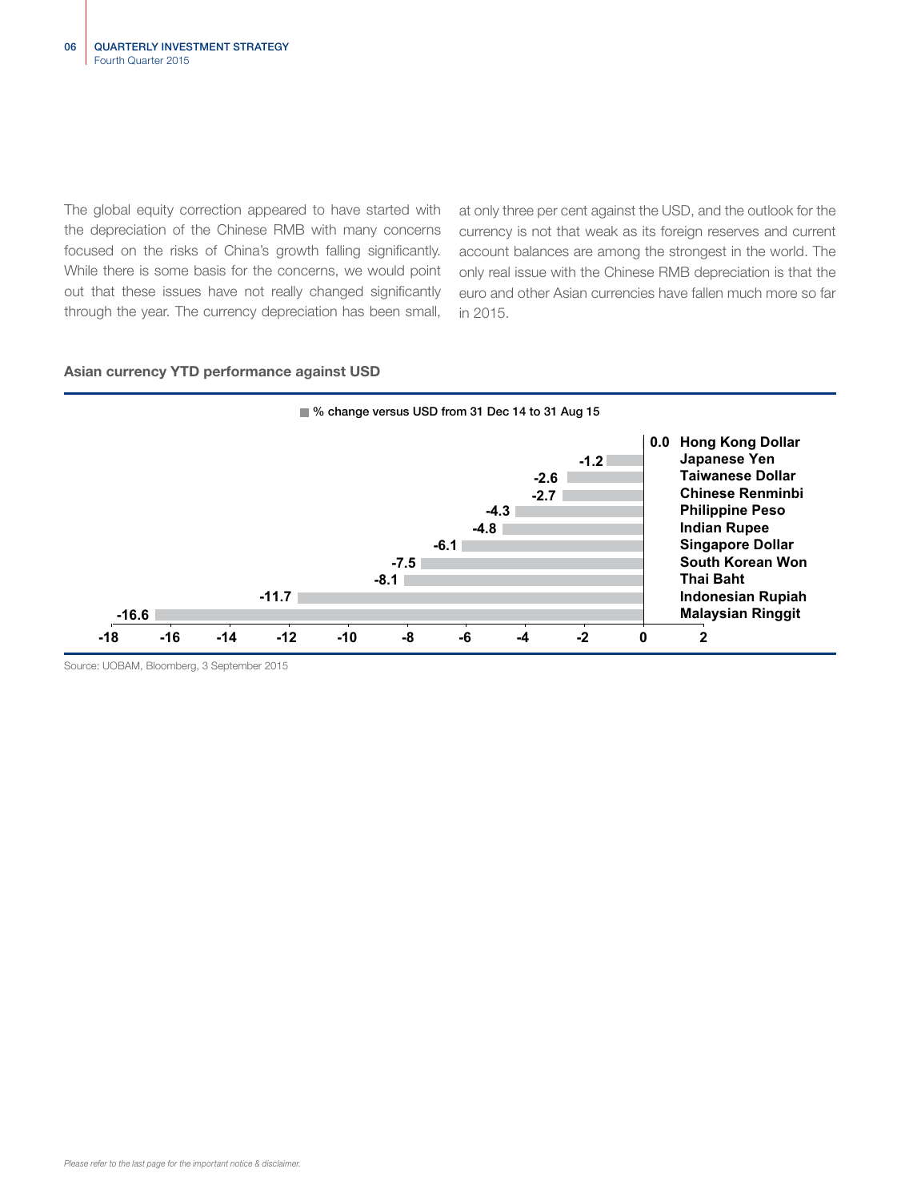The global equity correction appeared to have started with the depreciation of the Chinese RMB with many concerns focused on the risks of China's growth falling significantly. While there is some basis for the concerns, we would point out that these issues have not really changed significantly through the year. The currency depreciation has been small, at only three per cent against the USD, and the outlook for the currency is not that weak as its foreign reserves and current account balances are among the strongest in the world. The only real issue with the Chinese RMB depreciation is that the euro and other Asian currencies have fallen much more so far in 2015.

**Asian currency YTD performance against USD**

% change versus USD from 31 Dec 14 to 31 Aug 15

| Currency | % change |
|---|---|
| Hong Kong Dollar | 0.0 |
| Japanese Yen | -1.2 |
| Taiwanese Dollar | -2.6 |
| Chinese Renminbi | -2.7 |
| Philippine Peso | -4.3 |
| Indian Rupee | -4.8 |
| Singapore Dollar | -6.1 |
| South Korean Won | -7.5 |
| Thai Baht | -8.1 |
| Indonesian Rupiah | -11.7 |
| Malaysian Ringgit | -16.6 |

Source: UOBAM, Bloomberg, 3 September 2015

*Please refer to the last page for the important notice & disclaimer.*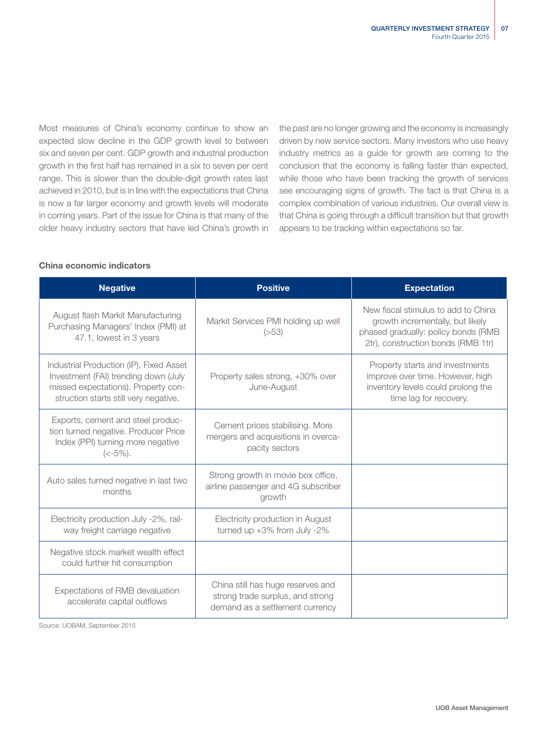Most measures of China's economy continue to show an expected slow decline in the GDP growth level to between six and seven per cent. GDP growth and industrial production growth in the first half has remained in a six to seven per cent range. This is slower than the double-digit growth rates last achieved in 2010, but is in line with the expectations that China is now a far larger economy and growth levels will moderate in coming years. Part of the issue for China is that many of the older heavy industry sectors that have led China's growth in the past are no longer growing and the economy is increasingly driven by new service sectors. Many investors who use heavy industry metrics as a guide for growth are coming to the conclusion that the economy is falling faster than expected, while those who have been tracking the growth of services see encouraging signs of growth. The fact is that China is a complex combination of various industries. Our overall view is that China is going through a difficult transition but that growth appears to be tracking within expectations so far.

**China economic indicators**

| Negative | Positive | Expectation |
|---|---|---|
| August flash Markit Manufacturing Purchasing Managers' Index (PMI) at 47.1, lowest in 3 years | Markit Services PMI holding up well (>53) | New fiscal stimulus to add to China growth incrementally, but likely phased gradually: policy bonds (RMB 2tr), construction bonds (RMB 1tr) |
| Industrial Production (IP), Fixed Asset Investment (FAI) trending down (July missed expectations). Property construction starts still very negative. | Property sales strong, +30% over June-August | Property starts and investments improve over time. However, high inventory levels could prolong the time lag for recovery. |
| Exports, cement and steel production turned negative. Producer Price Index (PPI) turning more negative (<-5%). | Cement prices stabilising. More mergers and acquisitions in overcapacity sectors | |
| Auto sales turned negative in last two months | Strong growth in movie box office, airline passenger and 4G subscriber growth | |
| Electricity production July -2%, railway freight carriage negative | Electricity production in August turned up +3% from July -2% | |
| Negative stock market wealth effect could further hit consumption | | |
| Expectations of RMB devaluation accelerate capital outflows | China still has huge reserves and strong trade surplus, and strong demand as a settlement currency | |

Source: UOBAM, September 2015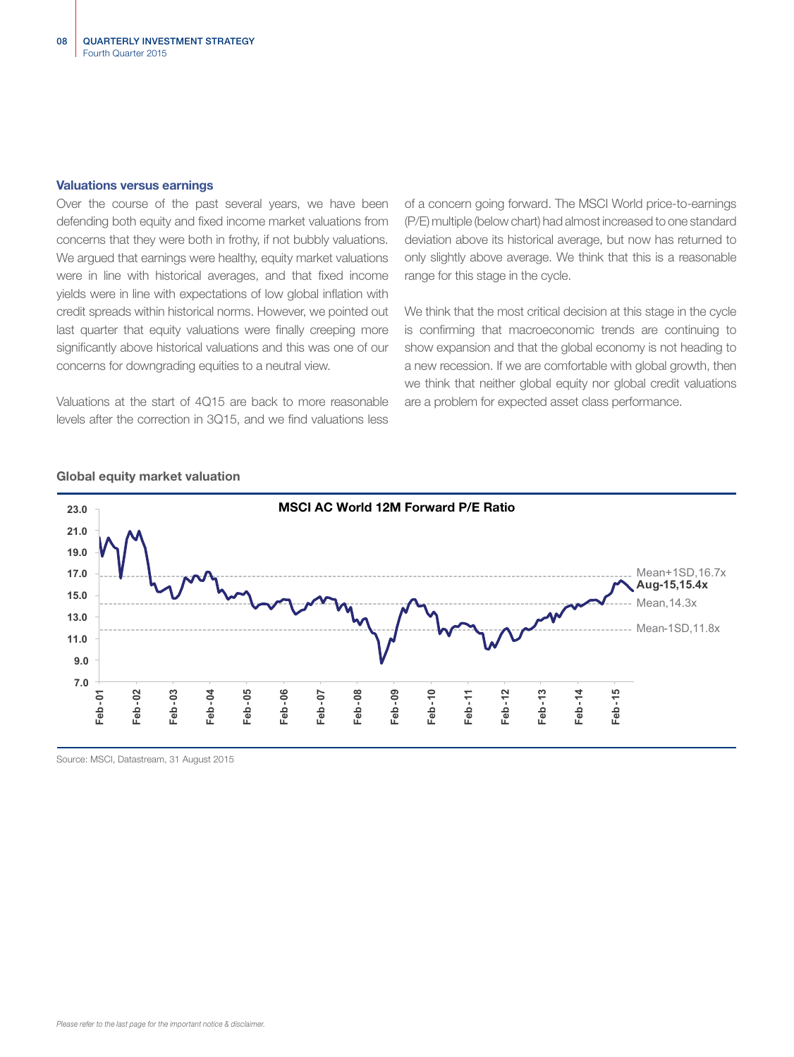### Valuations versus earnings

Over the course of the past several years, we have been defending both equity and fixed income market valuations from concerns that they were both in frothy, if not bubbly valuations. We argued that earnings were healthy, equity market valuations were in line with historical averages, and that fixed income yields were in line with expectations of low global inflation with credit spreads within historical norms. However, we pointed out last quarter that equity valuations were finally creeping more significantly above historical valuations and this was one of our concerns for downgrading equities to a neutral view.

Valuations at the start of 4Q15 are back to more reasonable levels after the correction in 3Q15, and we find valuations less of a concern going forward. The MSCI World price-to-earnings (P/E) multiple (below chart) had almost increased to one standard deviation above its historical average, but now has returned to only slightly above average. We think that this is a reasonable range for this stage in the cycle.

We think that the most critical decision at this stage in the cycle is confirming that macroeconomic trends are continuing to show expansion and that the global economy is not heading to a new recession. If we are comfortable with global growth, then we think that neither global equity nor global credit valuations are a problem for expected asset class performance.

**Global equity market valuation**

**MSCI AC World 12M Forward P/E Ratio**

Mean+1SD,16.7x
**Aug-15,15.4x**
Mean,14.3x
Mean-1SD,11.8x

Source: MSCI, Datastream, 31 August 2015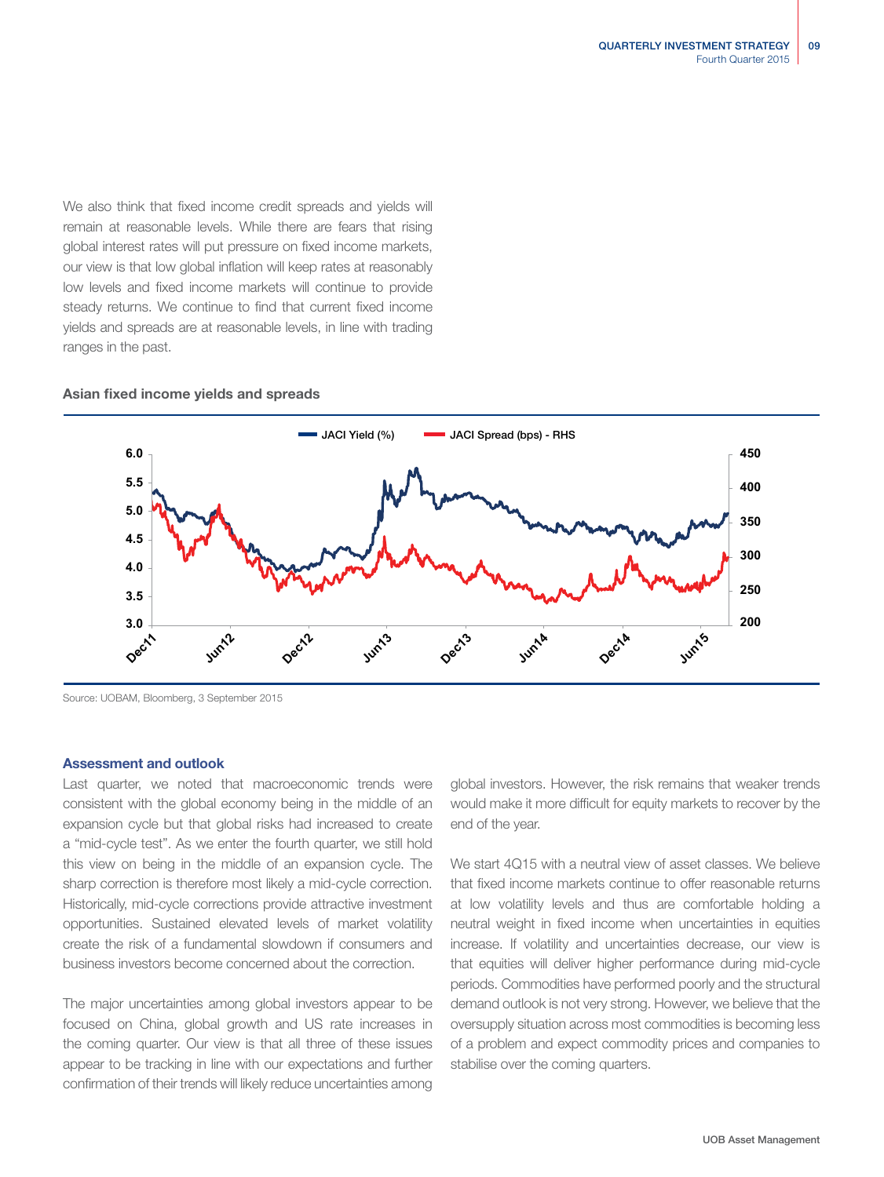We also think that fixed income credit spreads and yields will remain at reasonable levels. While there are fears that rising global interest rates will put pressure on fixed income markets, our view is that low global inflation will keep rates at reasonably low levels and fixed income markets will continue to provide steady returns. We continue to find that current fixed income yields and spreads are at reasonable levels, in line with trading ranges in the past.

**Asian fixed income yields and spreads**

Source: UOBAM, Bloomberg, 3 September 2015

### Assessment and outlook

Last quarter, we noted that macroeconomic trends were consistent with the global economy being in the middle of an expansion cycle but that global risks had increased to create a "mid-cycle test". As we enter the fourth quarter, we still hold this view on being in the middle of an expansion cycle. The sharp correction is therefore most likely a mid-cycle correction. Historically, mid-cycle corrections provide attractive investment opportunities. Sustained elevated levels of market volatility create the risk of a fundamental slowdown if consumers and business investors become concerned about the correction.

The major uncertainties among global investors appear to be focused on China, global growth and US rate increases in the coming quarter. Our view is that all three of these issues appear to be tracking in line with our expectations and further confirmation of their trends will likely reduce uncertainties among global investors. However, the risk remains that weaker trends would make it more difficult for equity markets to recover by the end of the year.

We start 4Q15 with a neutral view of asset classes. We believe that fixed income markets continue to offer reasonable returns at low volatility levels and thus are comfortable holding a neutral weight in fixed income when uncertainties in equities increase. If volatility and uncertainties decrease, our view is that equities will deliver higher performance during mid-cycle periods. Commodities have performed poorly and the structural demand outlook is not very strong. However, we believe that the oversupply situation across most commodities is becoming less of a problem and expect commodity prices and companies to stabilise over the coming quarters.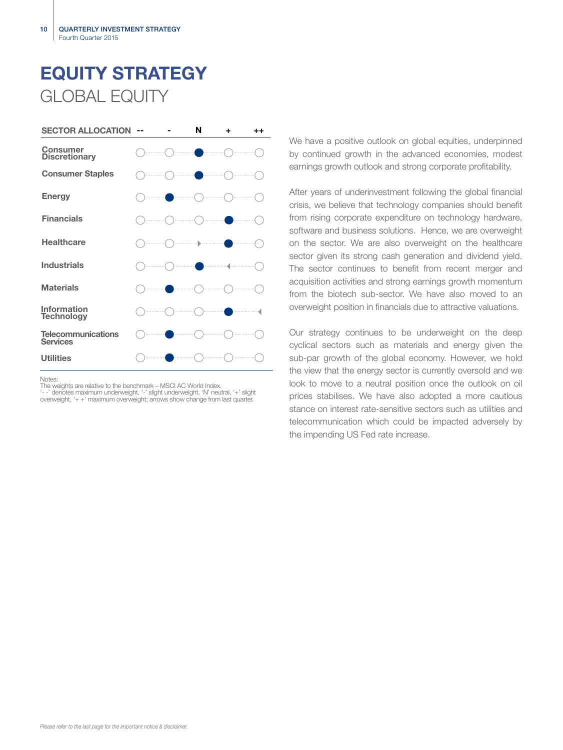# EQUITY STRATEGY

## GLOBAL EQUITY

| SECTOR ALLOCATION | -- | - | N | + | ++ |
|---|---|---|---|---|---|
| Consumer Discretionary | | | ● | | |
| Consumer Staples | | | ● | | |
| Energy | | ● | | | |
| Financials | | | ▸ | ● | |
| Healthcare | | | | ● | |
| Industrials | | | ● | ◂ | |
| Materials | | ● | | | |
| Information Technology | | | | ● | ◂ |
| Telecommunications Services | | ● | | | |
| Utilities | | ● | | | |

Notes:
The weights are relative to the benchmark – MSCI AC World Index.
'- -' denotes maximum underweight, '-' slight underweight, 'N' neutral, '+' slight overweight, '+ +' maximum overweight; arrows show change from last quarter.

We have a positive outlook on global equities, underpinned by continued growth in the advanced economies, modest earnings growth outlook and strong corporate profitability.

After years of underinvestment following the global financial crisis, we believe that technology companies should benefit from rising corporate expenditure on technology hardware, software and business solutions. Hence, we are overweight on the sector. We are also overweight on the healthcare sector given its strong cash generation and dividend yield. The sector continues to benefit from recent merger and acquisition activities and strong earnings growth momentum from the biotech sub-sector. We have also moved to an overweight position in financials due to attractive valuations.

Our strategy continues to be underweight on the deep cyclical sectors such as materials and energy given the sub-par growth of the global economy. However, we hold the view that the energy sector is currently oversold and we look to move to a neutral position once the outlook on oil prices stabilises. We have also adopted a more cautious stance on interest rate-sensitive sectors such as utilities and telecommunication which could be impacted adversely by the impending US Fed rate increase.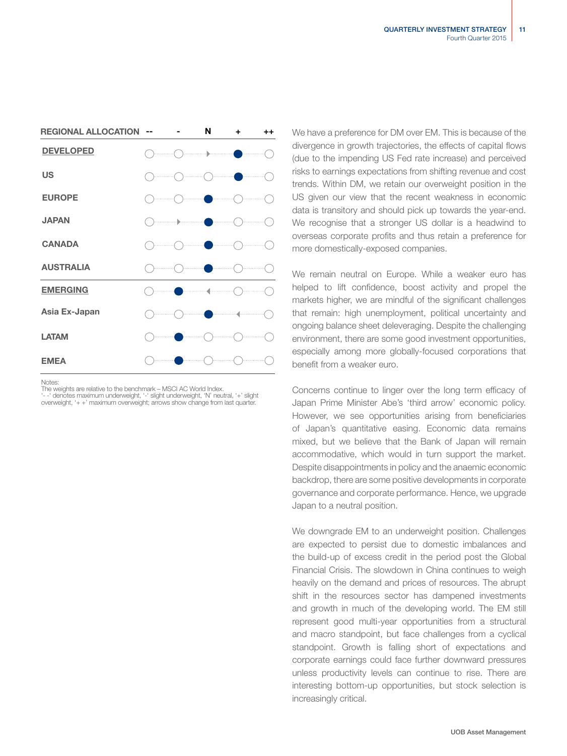| REGIONAL ALLOCATION | -- | - | N | + | ++ |
|---|---|---|---|---|---|
| **DEVELOPED** | ○ | ○ | ▸ | ● | ○ |
| **US** | ○ | ○ | ○ | ● | ○ |
| **EUROPE** | ○ | ○ | ● | ○ | ○ |
| **JAPAN** | ○ | ▸ | ● | ○ | ○ |
| **CANADA** | ○ | ○ | ● | ○ | ○ |
| **AUSTRALIA** | ○ | ○ | ● | ○ | ○ |
| **EMERGING** | ○ | ● | ◂ | ○ | ○ |
| **Asia Ex-Japan** | ○ | ○ | ● | ◂ | ○ |
| **LATAM** | ○ | ● | ○ | ○ | ○ |
| **EMEA** | ○ | ● | ○ | ○ | ○ |

Notes:
The weights are relative to the benchmark – MSCI AC World Index.
'- -' denotes maximum underweight, '-' slight underweight, 'N' neutral, '+' slight overweight, '+ +' maximum overweight; arrows show change from last quarter.

We have a preference for DM over EM. This is because of the divergence in growth trajectories, the effects of capital flows (due to the impending US Fed rate increase) and perceived risks to earnings expectations from shifting revenue and cost trends. Within DM, we retain our overweight position in the US given our view that the recent weakness in economic data is transitory and should pick up towards the year-end. We recognise that a stronger US dollar is a headwind to overseas corporate profits and thus retain a preference for more domestically-exposed companies.

We remain neutral on Europe. While a weaker euro has helped to lift confidence, boost activity and propel the markets higher, we are mindful of the significant challenges that remain: high unemployment, political uncertainty and ongoing balance sheet deleveraging. Despite the challenging environment, there are some good investment opportunities, especially among more globally-focused corporations that benefit from a weaker euro.

Concerns continue to linger over the long term efficacy of Japan Prime Minister Abe's 'third arrow' economic policy. However, we see opportunities arising from beneficiaries of Japan's quantitative easing. Economic data remains mixed, but we believe that the Bank of Japan will remain accommodative, which would in turn support the market. Despite disappointments in policy and the anaemic economic backdrop, there are some positive developments in corporate governance and corporate performance. Hence, we upgrade Japan to a neutral position.

We downgrade EM to an underweight position. Challenges are expected to persist due to domestic imbalances and the build-up of excess credit in the period post the Global Financial Crisis. The slowdown in China continues to weigh heavily on the demand and prices of resources. The abrupt shift in the resources sector has dampened investments and growth in much of the developing world. The EM still represent good multi-year opportunities from a structural and macro standpoint, but face challenges from a cyclical standpoint. Growth is falling short of expectations and corporate earnings could face further downward pressures unless productivity levels can continue to rise. There are interesting bottom-up opportunities, but stock selection is increasingly critical.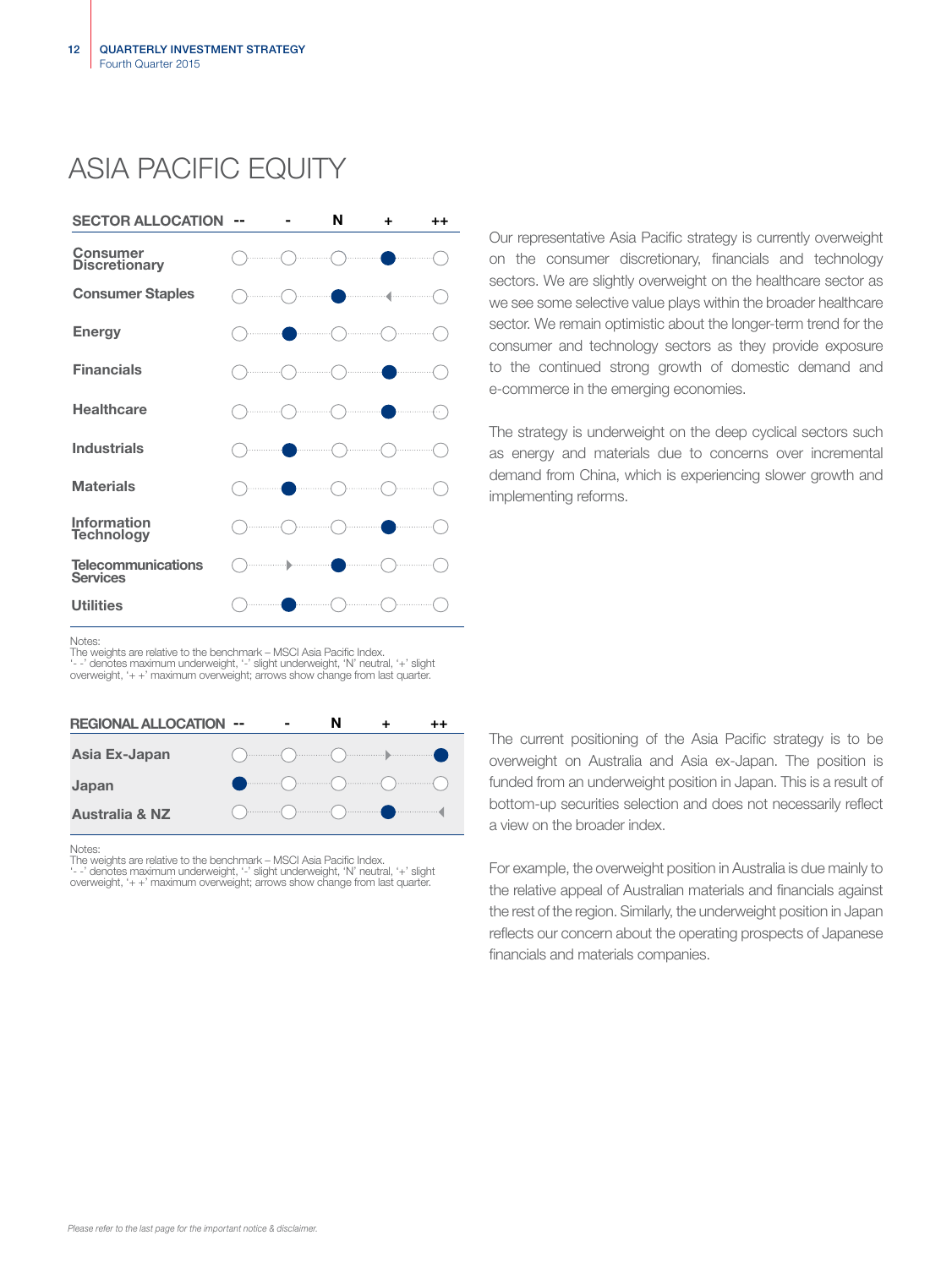# ASIA PACIFIC EQUITY

| SECTOR ALLOCATION | -- | - | N | + | ++ |
|---|---|---|---|---|---|
| Consumer Discretionary | | | | ● | |
| Consumer Staples | | | ● | ◄ | |
| Energy | | ● | | | |
| Financials | | | | ● | |
| Healthcare | | | | ● | |
| Industrials | | ● | | | |
| Materials | | ● | | | |
| Information Technology | | | | ● | |
| Telecommunications Services | | ► | ● | | |
| Utilities | | ● | | | |

Notes:
The weights are relative to the benchmark – MSCI Asia Pacific Index.
'- -' denotes maximum underweight, '-' slight underweight, 'N' neutral, '+' slight overweight, '+ +' maximum overweight; arrows show change from last quarter.

Our representative Asia Pacific strategy is currently overweight on the consumer discretionary, financials and technology sectors. We are slightly overweight on the healthcare sector as we see some selective value plays within the broader healthcare sector. We remain optimistic about the longer-term trend for the consumer and technology sectors as they provide exposure to the continued strong growth of domestic demand and e-commerce in the emerging economies.

The strategy is underweight on the deep cyclical sectors such as energy and materials due to concerns over incremental demand from China, which is experiencing slower growth and implementing reforms.

| REGIONAL ALLOCATION | -- | - | N | + | ++ |
|---|---|---|---|---|---|
| Asia Ex-Japan | | | | ► | ● |
| Japan | ● | | | | |
| Australia & NZ | | | | ● | ◄ |

Notes:
The weights are relative to the benchmark – MSCI Asia Pacific Index.
'- -' denotes maximum underweight, '-' slight underweight, 'N' neutral, '+' slight overweight, '+ +' maximum overweight; arrows show change from last quarter.

The current positioning of the Asia Pacific strategy is to be overweight on Australia and Asia ex-Japan. The position is funded from an underweight position in Japan. This is a result of bottom-up securities selection and does not necessarily reflect a view on the broader index.

For example, the overweight position in Australia is due mainly to the relative appeal of Australian materials and financials against the rest of the region. Similarly, the underweight position in Japan reflects our concern about the operating prospects of Japanese financials and materials companies.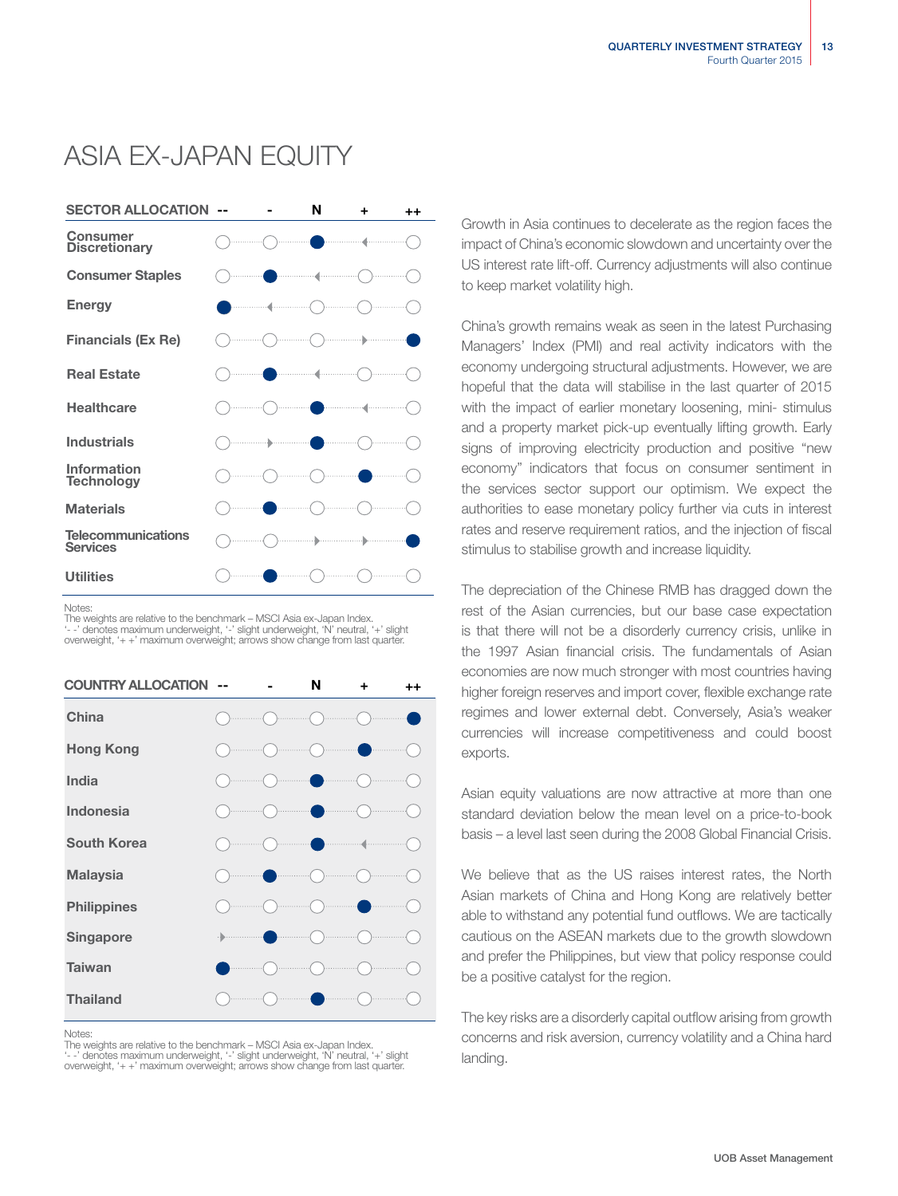# ASIA EX-JAPAN EQUITY

| SECTOR ALLOCATION | -- | - | N | + | ++ |
|---|---|---|---|---|---|
| Consumer Discretionary | ○ | ○ | ● | ◄ | ○ |
| Consumer Staples | ○ | ● | ◄ | ○ | ○ |
| Energy | ● | ◄ | ○ | ○ | ○ |
| Financials (Ex Re) | ○ | ○ | ○ | ► | ● |
| Real Estate | ○ | ● | ◄ | ○ | ○ |
| Healthcare | ○ | ○ | ● | ◄ | ○ |
| Industrials | ○ | ► | ● | ○ | ○ |
| Information Technology | ○ | ○ | ○ | ● | ○ |
| Materials | ○ | ● | ○ | ○ | ○ |
| Telecommunications Services | ○ | ○ | ► | ► | ● |
| Utilities | ○ | ● | ○ | ○ | ○ |

Notes:
The weights are relative to the benchmark – MSCI Asia ex-Japan Index.
'- -' denotes maximum underweight, '-' slight underweight, 'N' neutral, '+' slight overweight, '+ +' maximum overweight; arrows show change from last quarter.

| COUNTRY ALLOCATION | -- | - | N | + | ++ |
|---|---|---|---|---|---|
| China | ○ | ○ | ○ | ○ | ● |
| Hong Kong | ○ | ○ | ○ | ● | ○ |
| India | ○ | ○ | ● | ○ | ○ |
| Indonesia | ○ | ○ | ● | ○ | ○ |
| South Korea | ○ | ○ | ● | ◄ | ○ |
| Malaysia | ○ | ● | ○ | ○ | ○ |
| Philippines | ○ | ○ | ○ | ● | ○ |
| Singapore | ► | ● | ○ | ○ | ○ |
| Taiwan | ● | ○ | ○ | ○ | ○ |
| Thailand | ○ | ○ | ● | ○ | ○ |

Notes:
The weights are relative to the benchmark – MSCI Asia ex-Japan Index.
'- -' denotes maximum underweight, '-' slight underweight, 'N' neutral, '+' slight overweight, '+ +' maximum overweight; arrows show change from last quarter.

Growth in Asia continues to decelerate as the region faces the impact of China's economic slowdown and uncertainty over the US interest rate lift-off. Currency adjustments will also continue to keep market volatility high.

China's growth remains weak as seen in the latest Purchasing Managers' Index (PMI) and real activity indicators with the economy undergoing structural adjustments. However, we are hopeful that the data will stabilise in the last quarter of 2015 with the impact of earlier monetary loosening, mini- stimulus and a property market pick-up eventually lifting growth. Early signs of improving electricity production and positive "new economy" indicators that focus on consumer sentiment in the services sector support our optimism. We expect the authorities to ease monetary policy further via cuts in interest rates and reserve requirement ratios, and the injection of fiscal stimulus to stabilise growth and increase liquidity.

The depreciation of the Chinese RMB has dragged down the rest of the Asian currencies, but our base case expectation is that there will not be a disorderly currency crisis, unlike in the 1997 Asian financial crisis. The fundamentals of Asian economies are now much stronger with most countries having higher foreign reserves and import cover, flexible exchange rate regimes and lower external debt. Conversely, Asia's weaker currencies will increase competitiveness and could boost exports.

Asian equity valuations are now attractive at more than one standard deviation below the mean level on a price-to-book basis – a level last seen during the 2008 Global Financial Crisis.

We believe that as the US raises interest rates, the North Asian markets of China and Hong Kong are relatively better able to withstand any potential fund outflows. We are tactically cautious on the ASEAN markets due to the growth slowdown and prefer the Philippines, but view that policy response could be a positive catalyst for the region.

The key risks are a disorderly capital outflow arising from growth concerns and risk aversion, currency volatility and a China hard landing.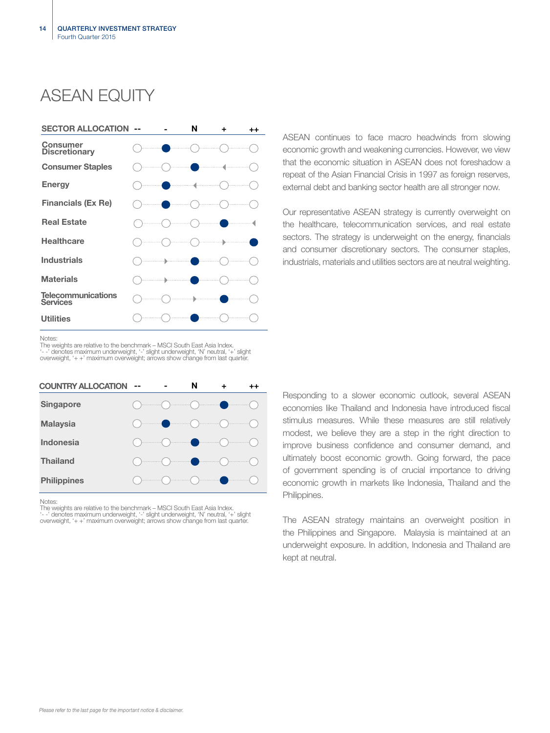# ASEAN EQUITY

| SECTOR ALLOCATION | -- | - | N | + | ++ |
|---|---|---|---|---|---|
| Consumer Discretionary | | ● | | | |
| Consumer Staples | | | ● | ◄ | |
| Energy | | ● | ◄ | | |
| Financials (Ex Re) | | ● | | | |
| Real Estate | | | | ● | ◄ |
| Healthcare | | | | ► | ● |
| Industrials | | ► | ● | | |
| Materials | | ► | ● | | |
| Telecommunications Services | | | ► | ● | |
| Utilities | | | ● | | |

Notes:
The weights are relative to the benchmark – MSCI South East Asia Index.
'- -' denotes maximum underweight, '-' slight underweight, 'N' neutral, '+' slight overweight, '+ +' maximum overweight; arrows show change from last quarter.

ASEAN continues to face macro headwinds from slowing economic growth and weakening currencies. However, we view that the economic situation in ASEAN does not foreshadow a repeat of the Asian Financial Crisis in 1997 as foreign reserves, external debt and banking sector health are all stronger now.

Our representative ASEAN strategy is currently overweight on the healthcare, telecommunication services, and real estate sectors. The strategy is underweight on the energy, financials and consumer discretionary sectors. The consumer staples, industrials, materials and utilities sectors are at neutral weighting.

| COUNTRY ALLOCATION | -- | - | N | + | ++ |
|---|---|---|---|---|---|
| Singapore | | | | ● | |
| Malaysia | | ● | | | |
| Indonesia | | | ● | | |
| Thailand | | | ● | | |
| Philippines | | | | ● | |

Notes:
The weights are relative to the benchmark – MSCI South East Asia Index.
'- -' denotes maximum underweight, '-' slight underweight, 'N' neutral, '+' slight overweight, '+ +' maximum overweight; arrows show change from last quarter.

Responding to a slower economic outlook, several ASEAN economies like Thailand and Indonesia have introduced fiscal stimulus measures. While these measures are still relatively modest, we believe they are a step in the right direction to improve business confidence and consumer demand, and ultimately boost economic growth. Going forward, the pace of government spending is of crucial importance to driving economic growth in markets like Indonesia, Thailand and the Philippines.

The ASEAN strategy maintains an overweight position in the Philippines and Singapore. Malaysia is maintained at an underweight exposure. In addition, Indonesia and Thailand are kept at neutral.

*Please refer to the last page for the important notice & disclaimer.*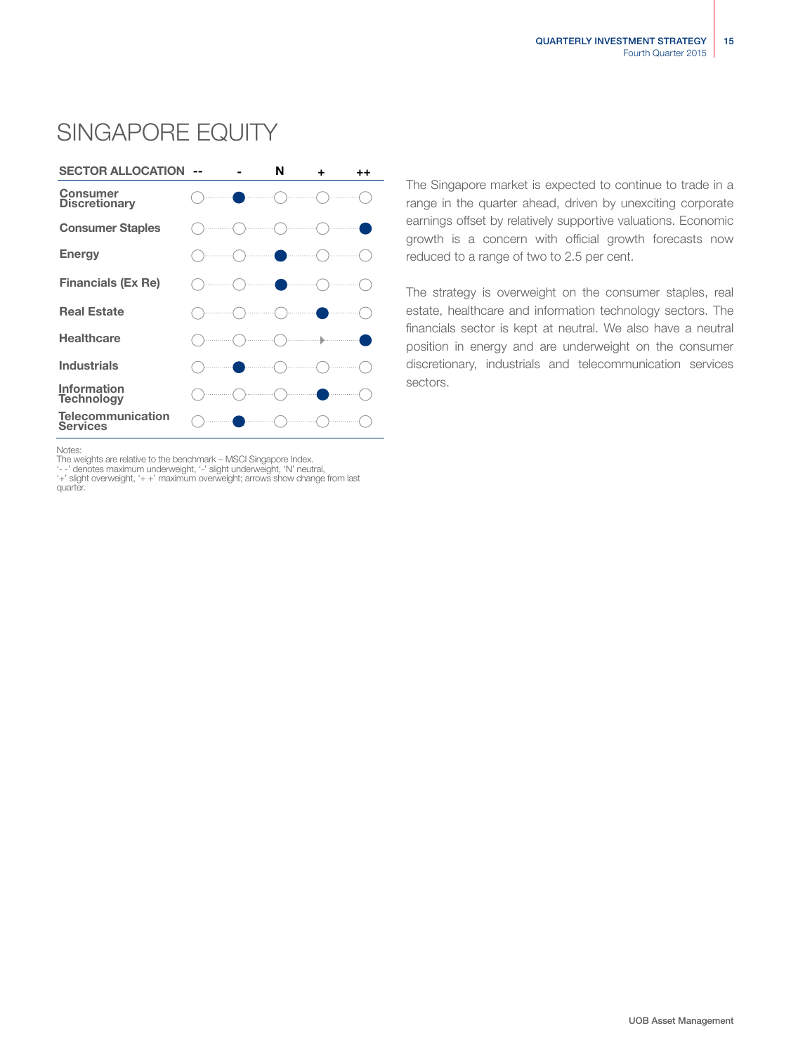# SINGAPORE EQUITY

| SECTOR ALLOCATION | -- | - | N | + | ++ |
|---|---|---|---|---|---|
| Consumer Discretionary | | ● | | | |
| Consumer Staples | | | | | ● |
| Energy | | | ● | | |
| Financials (Ex Re) | | | ● | | |
| Real Estate | | | | ● | |
| Healthcare | | | | ▸ | ● |
| Industrials | | ● | | | |
| Information Technology | | | | ● | |
| Telecommunication Services | | ● | | | |

Notes:
The weights are relative to the benchmark – MSCI Singapore Index.
'- -' denotes maximum underweight, '-' slight underweight, 'N' neutral,
'+' slight overweight, '+ +' maximum overweight; arrows show change from last quarter.

The Singapore market is expected to continue to trade in a range in the quarter ahead, driven by unexciting corporate earnings offset by relatively supportive valuations. Economic growth is a concern with official growth forecasts now reduced to a range of two to 2.5 per cent.

The strategy is overweight on the consumer staples, real estate, healthcare and information technology sectors. The financials sector is kept at neutral. We also have a neutral position in energy and are underweight on the consumer discretionary, industrials and telecommunication services sectors.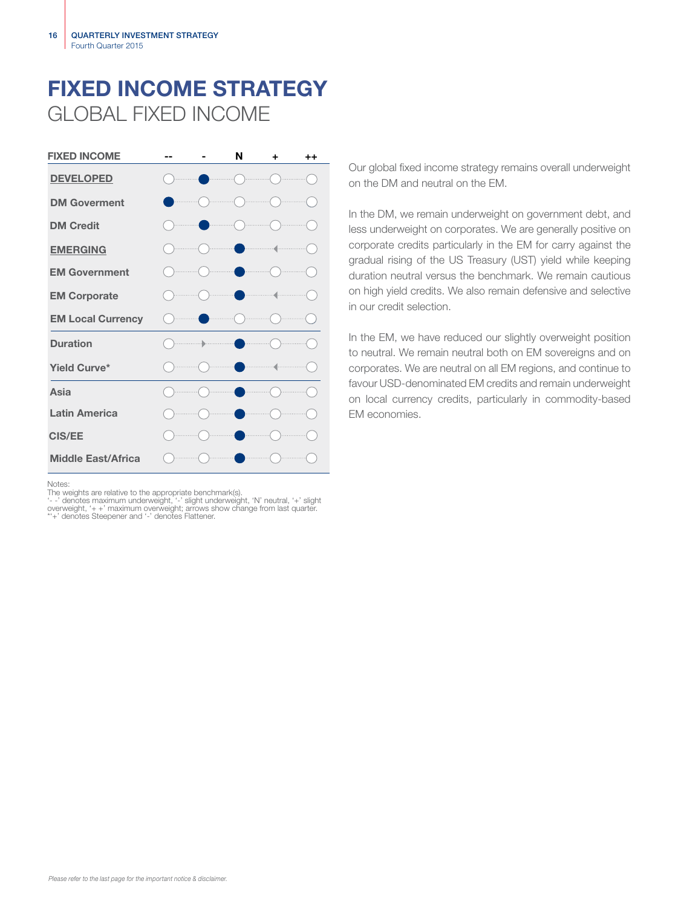# FIXED INCOME STRATEGY
## GLOBAL FIXED INCOME

| FIXED INCOME | -- | - | N | + | ++ |
|---|---|---|---|---|---|
| **DEVELOPED** | ○ | ● | ○ | ○ | ○ |
| **DM Goverment** | ● | ○ | ○ | ○ | ○ |
| **DM Credit** | ○ | ● | ○ | ○ | ○ |
| **EMERGING** | ○ | ○ | ● | ◀ | ○ |
| **EM Government** | ○ | ○ | ● | ○ | ○ |
| **EM Corporate** | ○ | ○ | ● | ◀ | ○ |
| **EM Local Currency** | ○ | ● | ○ | ○ | ○ |
| **Duration** | ○ | ▶ | ● | ○ | ○ |
| **Yield Curve*** | ○ | ○ | ● | ◀ | ○ |
| **Asia** | ○ | ○ | ● | ○ | ○ |
| **Latin America** | ○ | ○ | ● | ○ | ○ |
| **CIS/EE** | ○ | ○ | ● | ○ | ○ |
| **Middle East/Africa** | ○ | ○ | ● | ○ | ○ |

Notes:
The weights are relative to the appropriate benchmark(s).
'- -' denotes maximum underweight, '-' slight underweight, 'N' neutral, '+' slight overweight, '+ +' maximum overweight; arrows show change from last quarter.
*'+' denotes Steepener and '-' denotes Flattener.

Our global fixed income strategy remains overall underweight on the DM and neutral on the EM.

In the DM, we remain underweight on government debt, and less underweight on corporates. We are generally positive on corporate credits particularly in the EM for carry against the gradual rising of the US Treasury (UST) yield while keeping duration neutral versus the benchmark. We remain cautious on high yield credits. We also remain defensive and selective in our credit selection.

In the EM, we have reduced our slightly overweight position to neutral. We remain neutral both on EM sovereigns and on corporates. We are neutral on all EM regions, and continue to favour USD-denominated EM credits and remain underweight on local currency credits, particularly in commodity-based EM economies.

*Please refer to the last page for the important notice & disclaimer.*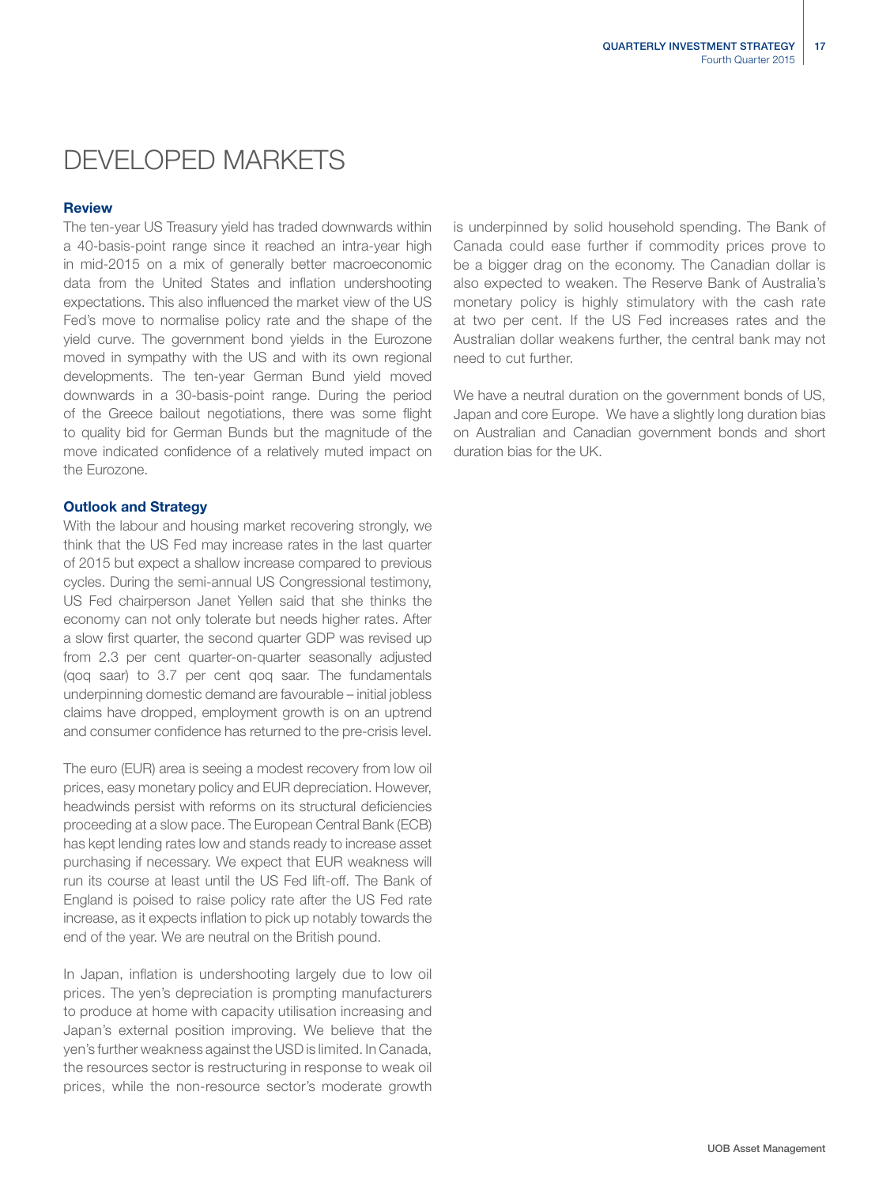# DEVELOPED MARKETS

**Review**

The ten-year US Treasury yield has traded downwards within a 40-basis-point range since it reached an intra-year high in mid-2015 on a mix of generally better macroeconomic data from the United States and inflation undershooting expectations. This also influenced the market view of the US Fed's move to normalise policy rate and the shape of the yield curve. The government bond yields in the Eurozone moved in sympathy with the US and with its own regional developments. The ten-year German Bund yield moved downwards in a 30-basis-point range. During the period of the Greece bailout negotiations, there was some flight to quality bid for German Bunds but the magnitude of the move indicated confidence of a relatively muted impact on the Eurozone.

**Outlook and Strategy**

With the labour and housing market recovering strongly, we think that the US Fed may increase rates in the last quarter of 2015 but expect a shallow increase compared to previous cycles. During the semi-annual US Congressional testimony, US Fed chairperson Janet Yellen said that she thinks the economy can not only tolerate but needs higher rates. After a slow first quarter, the second quarter GDP was revised up from 2.3 per cent quarter-on-quarter seasonally adjusted (qoq saar) to 3.7 per cent qoq saar. The fundamentals underpinning domestic demand are favourable – initial jobless claims have dropped, employment growth is on an uptrend and consumer confidence has returned to the pre-crisis level.

The euro (EUR) area is seeing a modest recovery from low oil prices, easy monetary policy and EUR depreciation. However, headwinds persist with reforms on its structural deficiencies proceeding at a slow pace. The European Central Bank (ECB) has kept lending rates low and stands ready to increase asset purchasing if necessary. We expect that EUR weakness will run its course at least until the US Fed lift-off. The Bank of England is poised to raise policy rate after the US Fed rate increase, as it expects inflation to pick up notably towards the end of the year. We are neutral on the British pound.

In Japan, inflation is undershooting largely due to low oil prices. The yen's depreciation is prompting manufacturers to produce at home with capacity utilisation increasing and Japan's external position improving. We believe that the yen's further weakness against the USD is limited. In Canada, the resources sector is restructuring in response to weak oil prices, while the non-resource sector's moderate growth is underpinned by solid household spending. The Bank of Canada could ease further if commodity prices prove to be a bigger drag on the economy. The Canadian dollar is also expected to weaken. The Reserve Bank of Australia's monetary policy is highly stimulatory with the cash rate at two per cent. If the US Fed increases rates and the Australian dollar weakens further, the central bank may not need to cut further.

We have a neutral duration on the government bonds of US, Japan and core Europe. We have a slightly long duration bias on Australian and Canadian government bonds and short duration bias for the UK.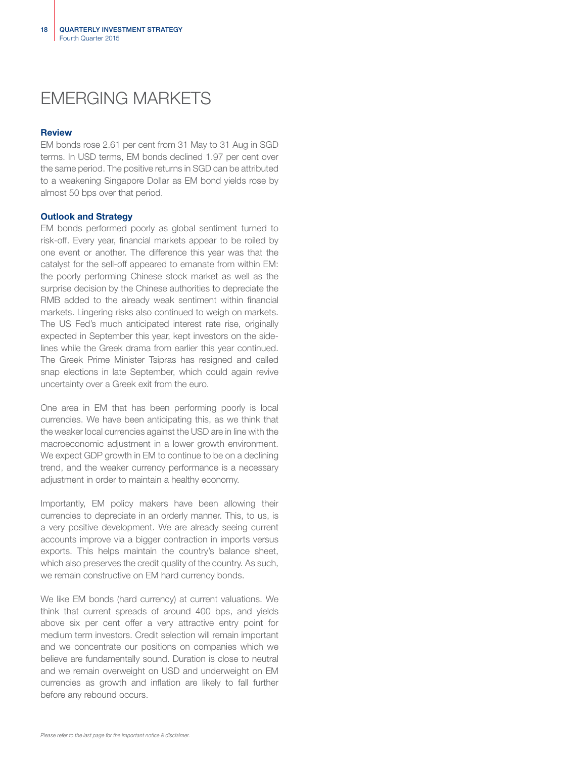# EMERGING MARKETS

### Review

EM bonds rose 2.61 per cent from 31 May to 31 Aug in SGD terms. In USD terms, EM bonds declined 1.97 per cent over the same period. The positive returns in SGD can be attributed to a weakening Singapore Dollar as EM bond yields rose by almost 50 bps over that period.

### Outlook and Strategy

EM bonds performed poorly as global sentiment turned to risk-off. Every year, financial markets appear to be roiled by one event or another. The difference this year was that the catalyst for the sell-off appeared to emanate from within EM: the poorly performing Chinese stock market as well as the surprise decision by the Chinese authorities to depreciate the RMB added to the already weak sentiment within financial markets. Lingering risks also continued to weigh on markets. The US Fed's much anticipated interest rate rise, originally expected in September this year, kept investors on the side-lines while the Greek drama from earlier this year continued. The Greek Prime Minister Tsipras has resigned and called snap elections in late September, which could again revive uncertainty over a Greek exit from the euro.

One area in EM that has been performing poorly is local currencies. We have been anticipating this, as we think that the weaker local currencies against the USD are in line with the macroeconomic adjustment in a lower growth environment. We expect GDP growth in EM to continue to be on a declining trend, and the weaker currency performance is a necessary adjustment in order to maintain a healthy economy.

Importantly, EM policy makers have been allowing their currencies to depreciate in an orderly manner. This, to us, is a very positive development. We are already seeing current accounts improve via a bigger contraction in imports versus exports. This helps maintain the country's balance sheet, which also preserves the credit quality of the country. As such, we remain constructive on EM hard currency bonds.

We like EM bonds (hard currency) at current valuations. We think that current spreads of around 400 bps, and yields above six per cent offer a very attractive entry point for medium term investors. Credit selection will remain important and we concentrate our positions on companies which we believe are fundamentally sound. Duration is close to neutral and we remain overweight on USD and underweight on EM currencies as growth and inflation are likely to fall further before any rebound occurs.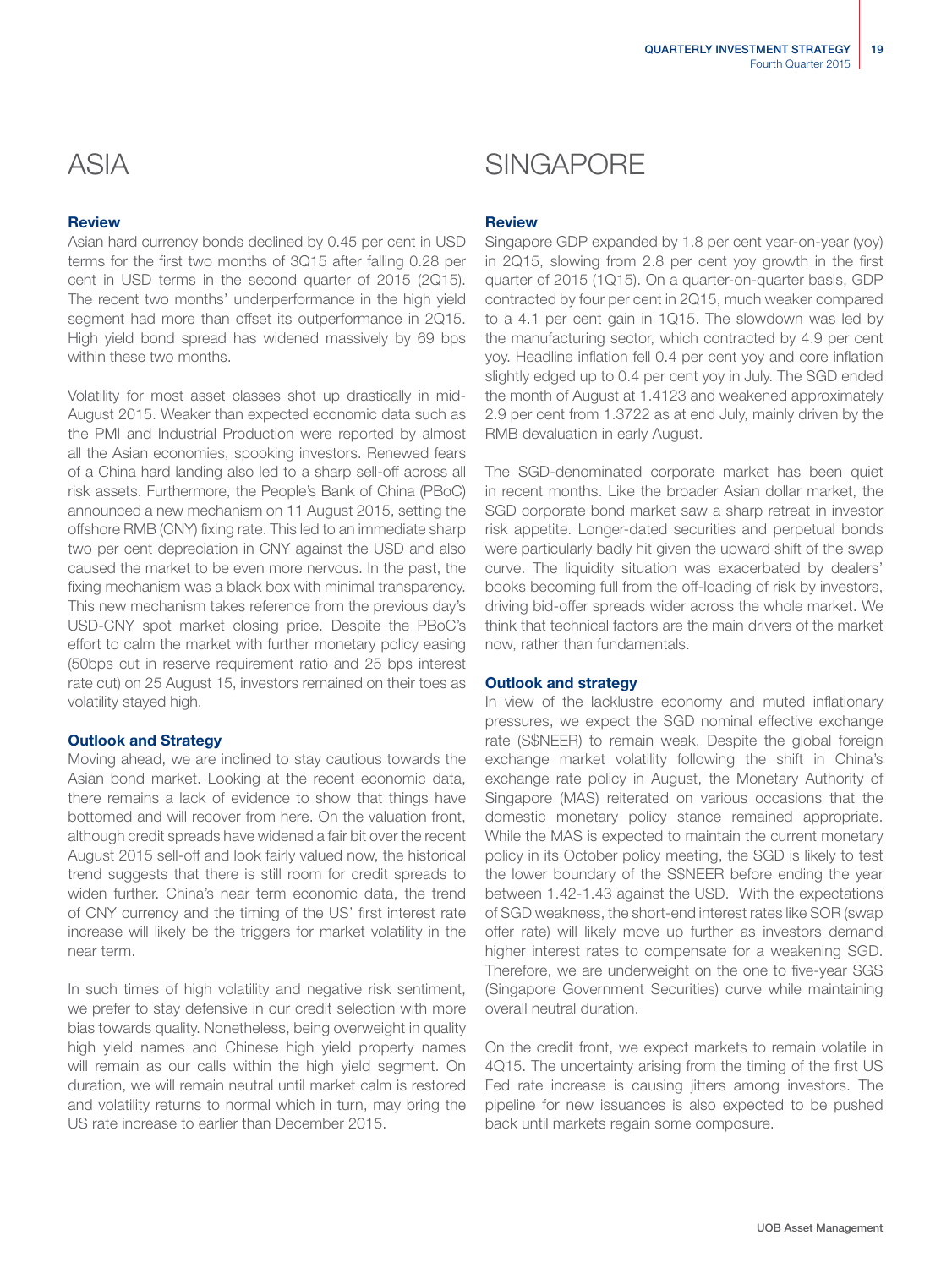# ASIA

### Review

Asian hard currency bonds declined by 0.45 per cent in USD terms for the first two months of 3Q15 after falling 0.28 per cent in USD terms in the second quarter of 2015 (2Q15). The recent two months' underperformance in the high yield segment had more than offset its outperformance in 2Q15. High yield bond spread has widened massively by 69 bps within these two months.

Volatility for most asset classes shot up drastically in mid-August 2015. Weaker than expected economic data such as the PMI and Industrial Production were reported by almost all the Asian economies, spooking investors. Renewed fears of a China hard landing also led to a sharp sell-off across all risk assets. Furthermore, the People's Bank of China (PBoC) announced a new mechanism on 11 August 2015, setting the offshore RMB (CNY) fixing rate. This led to an immediate sharp two per cent depreciation in CNY against the USD and also caused the market to be even more nervous. In the past, the fixing mechanism was a black box with minimal transparency. This new mechanism takes reference from the previous day's USD-CNY spot market closing price. Despite the PBoC's effort to calm the market with further monetary policy easing (50bps cut in reserve requirement ratio and 25 bps interest rate cut) on 25 August 15, investors remained on their toes as volatility stayed high.

### Outlook and Strategy

Moving ahead, we are inclined to stay cautious towards the Asian bond market. Looking at the recent economic data, there remains a lack of evidence to show that things have bottomed and will recover from here. On the valuation front, although credit spreads have widened a fair bit over the recent August 2015 sell-off and look fairly valued now, the historical trend suggests that there is still room for credit spreads to widen further. China's near term economic data, the trend of CNY currency and the timing of the US' first interest rate increase will likely be the triggers for market volatility in the near term.

In such times of high volatility and negative risk sentiment, we prefer to stay defensive in our credit selection with more bias towards quality. Nonetheless, being overweight in quality high yield names and Chinese high yield property names will remain as our calls within the high yield segment. On duration, we will remain neutral until market calm is restored and volatility returns to normal which in turn, may bring the US rate increase to earlier than December 2015.

# SINGAPORE

### Review

Singapore GDP expanded by 1.8 per cent year-on-year (yoy) in 2Q15, slowing from 2.8 per cent yoy growth in the first quarter of 2015 (1Q15). On a quarter-on-quarter basis, GDP contracted by four per cent in 2Q15, much weaker compared to a 4.1 per cent gain in 1Q15. The slowdown was led by the manufacturing sector, which contracted by 4.9 per cent yoy. Headline inflation fell 0.4 per cent yoy and core inflation slightly edged up to 0.4 per cent yoy in July. The SGD ended the month of August at 1.4123 and weakened approximately 2.9 per cent from 1.3722 as at end July, mainly driven by the RMB devaluation in early August.

The SGD-denominated corporate market has been quiet in recent months. Like the broader Asian dollar market, the SGD corporate bond market saw a sharp retreat in investor risk appetite. Longer-dated securities and perpetual bonds were particularly badly hit given the upward shift of the swap curve. The liquidity situation was exacerbated by dealers' books becoming full from the off-loading of risk by investors, driving bid-offer spreads wider across the whole market. We think that technical factors are the main drivers of the market now, rather than fundamentals.

### Outlook and strategy

In view of the lacklustre economy and muted inflationary pressures, we expect the SGD nominal effective exchange rate (S$NEER) to remain weak. Despite the global foreign exchange market volatility following the shift in China's exchange rate policy in August, the Monetary Authority of Singapore (MAS) reiterated on various occasions that the domestic monetary policy stance remained appropriate. While the MAS is expected to maintain the current monetary policy in its October policy meeting, the SGD is likely to test the lower boundary of the S$NEER before ending the year between 1.42-1.43 against the USD. With the expectations of SGD weakness, the short-end interest rates like SOR (swap offer rate) will likely move up further as investors demand higher interest rates to compensate for a weakening SGD. Therefore, we are underweight on the one to five-year SGS (Singapore Government Securities) curve while maintaining overall neutral duration.

On the credit front, we expect markets to remain volatile in 4Q15. The uncertainty arising from the timing of the first US Fed rate increase is causing jitters among investors. The pipeline for new issuances is also expected to be pushed back until markets regain some composure.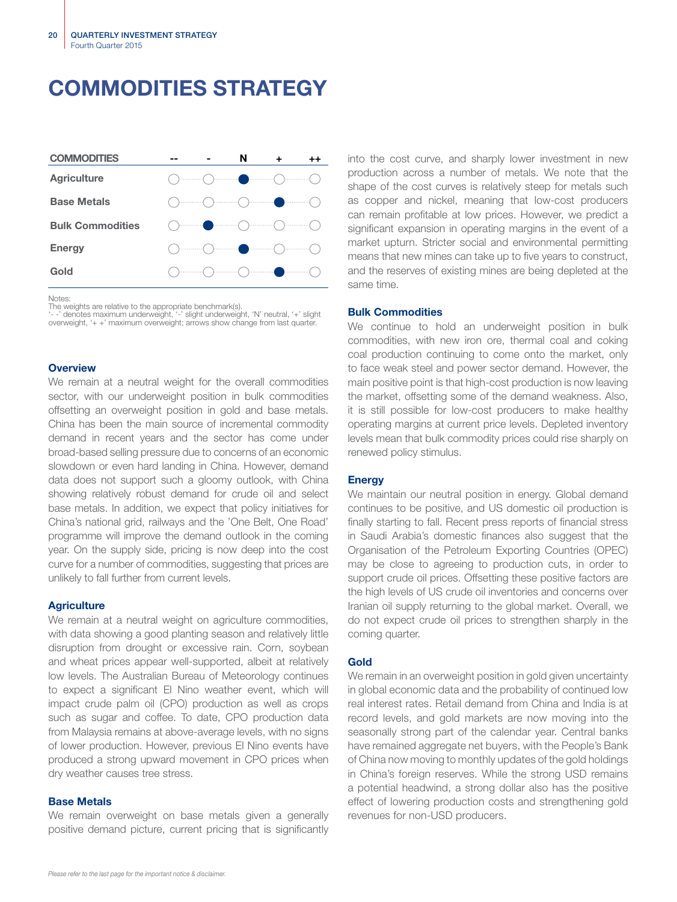# COMMODITIES STRATEGY

| COMMODITIES | -- | - | N | + | ++ |
|---|---|---|---|---|---|
| Agriculture | | | ● | | |
| Base Metals | | | | ● | |
| Bulk Commodities | | ● | | | |
| Energy | | | ● | | |
| Gold | | | | ● | |

Notes:
The weights are relative to the appropriate benchmark(s).
'- -' denotes maximum underweight, '-' slight underweight, 'N' neutral, '+' slight overweight, '+ +' maximum overweight; arrows show change from last quarter.

### Overview

We remain at a neutral weight for the overall commodities sector, with our underweight position in bulk commodities offsetting an overweight position in gold and base metals. China has been the main source of incremental commodity demand in recent years and the sector has come under broad-based selling pressure due to concerns of an economic slowdown or even hard landing in China. However, demand data does not support such a gloomy outlook, with China showing relatively robust demand for crude oil and select base metals. In addition, we expect that policy initiatives for China's national grid, railways and the 'One Belt, One Road' programme will improve the demand outlook in the coming year. On the supply side, pricing is now deep into the cost curve for a number of commodities, suggesting that prices are unlikely to fall further from current levels.

### Agriculture

We remain at a neutral weight on agriculture commodities, with data showing a good planting season and relatively little disruption from drought or excessive rain. Corn, soybean and wheat prices appear well-supported, albeit at relatively low levels. The Australian Bureau of Meteorology continues to expect a significant El Nino weather event, which will impact crude palm oil (CPO) production as well as crops such as sugar and coffee. To date, CPO production data from Malaysia remains at above-average levels, with no signs of lower production. However, previous El Nino events have produced a strong upward movement in CPO prices when dry weather causes tree stress.

### Base Metals

We remain overweight on base metals given a generally positive demand picture, current pricing that is significantly into the cost curve, and sharply lower investment in new production across a number of metals. We note that the shape of the cost curves is relatively steep for metals such as copper and nickel, meaning that low-cost producers can remain profitable at low prices. However, we predict a significant expansion in operating margins in the event of a market upturn. Stricter social and environmental permitting means that new mines can take up to five years to construct, and the reserves of existing mines are being depleted at the same time.

### Bulk Commodities

We continue to hold an underweight position in bulk commodities, with new iron ore, thermal coal and coking coal production continuing to come onto the market, only to face weak steel and power sector demand. However, the main positive point is that high-cost production is now leaving the market, offsetting some of the demand weakness. Also, it is still possible for low-cost producers to make healthy operating margins at current price levels. Depleted inventory levels mean that bulk commodity prices could rise sharply on renewed policy stimulus.

### Energy

We maintain our neutral position in energy. Global demand continues to be positive, and US domestic oil production is finally starting to fall. Recent press reports of financial stress in Saudi Arabia's domestic finances also suggest that the Organisation of the Petroleum Exporting Countries (OPEC) may be close to agreeing to production cuts, in order to support crude oil prices. Offsetting these positive factors are the high levels of US crude oil inventories and concerns over Iranian oil supply returning to the global market. Overall, we do not expect crude oil prices to strengthen sharply in the coming quarter.

### Gold

We remain in an overweight position in gold given uncertainty in global economic data and the probability of continued low real interest rates. Retail demand from China and India is at record levels, and gold markets are now moving into the seasonally strong part of the calendar year. Central banks have remained aggregate net buyers, with the People's Bank of China now moving to monthly updates of the gold holdings in China's foreign reserves. While the strong USD remains a potential headwind, a strong dollar also has the positive effect of lowering production costs and strengthening gold revenues for non-USD producers.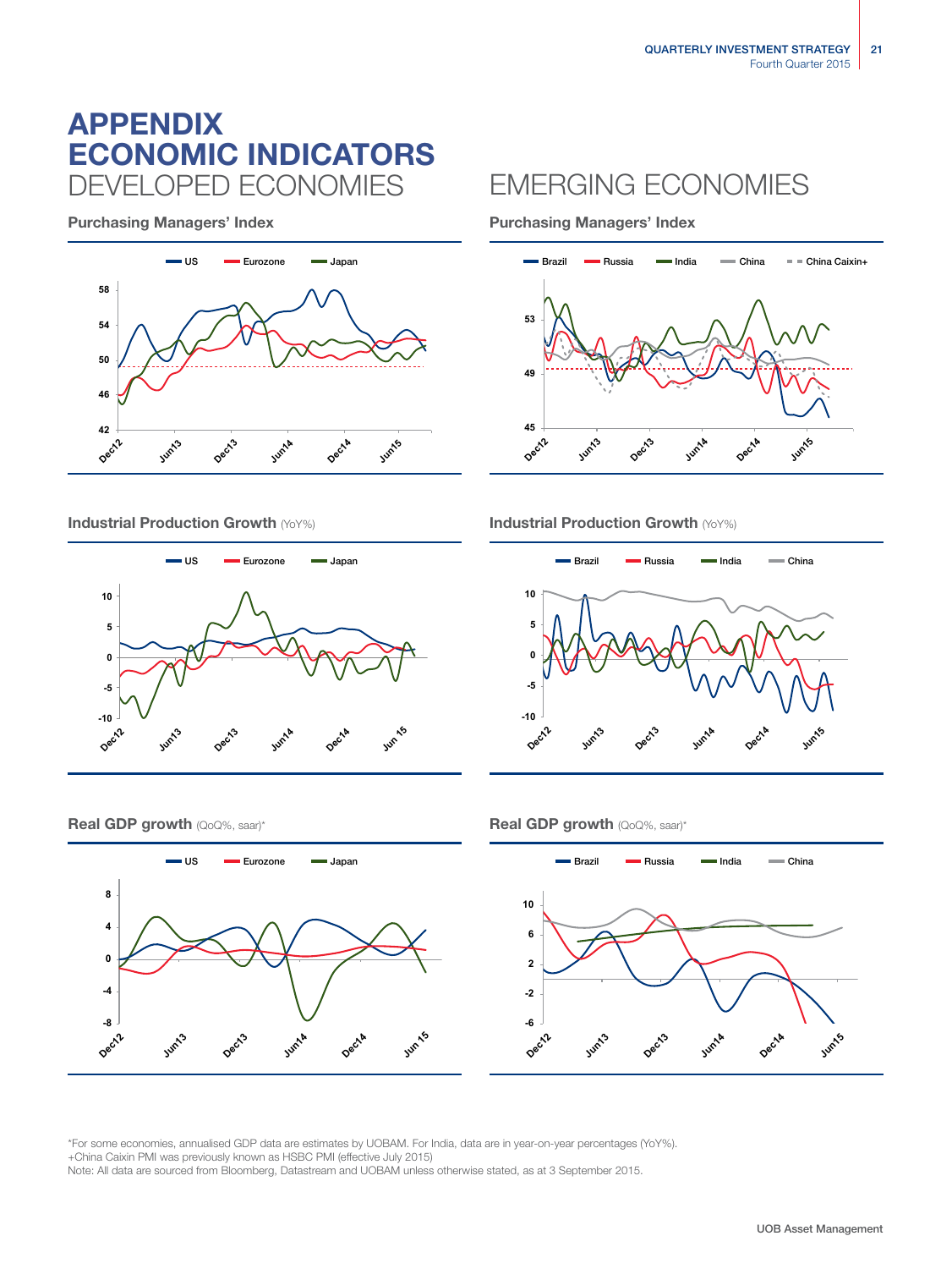# APPENDIX
# ECONOMIC INDICATORS

## DEVELOPED ECONOMIES

### Purchasing Managers' Index

US | Eurozone | Japan

### Industrial Production Growth (YoY%)

US | Eurozone | Japan

### Real GDP growth (QoQ%, saar)*

US | Eurozone | Japan

## EMERGING ECONOMIES

### Purchasing Managers' Index

Brazil | Russia | India | China | China Caixin+

### Industrial Production Growth (YoY%)

Brazil | Russia | India | China

### Real GDP growth (QoQ%, saar)*

Brazil | Russia | India | China

*For some economies, annualised GDP data are estimates by UOBAM. For India, data are in year-on-year percentages (YoY%).
+China Caixin PMI was previously known as HSBC PMI (effective July 2015)
Note: All data are sourced from Bloomberg, Datastream and UOBAM unless otherwise stated, as at 3 September 2015.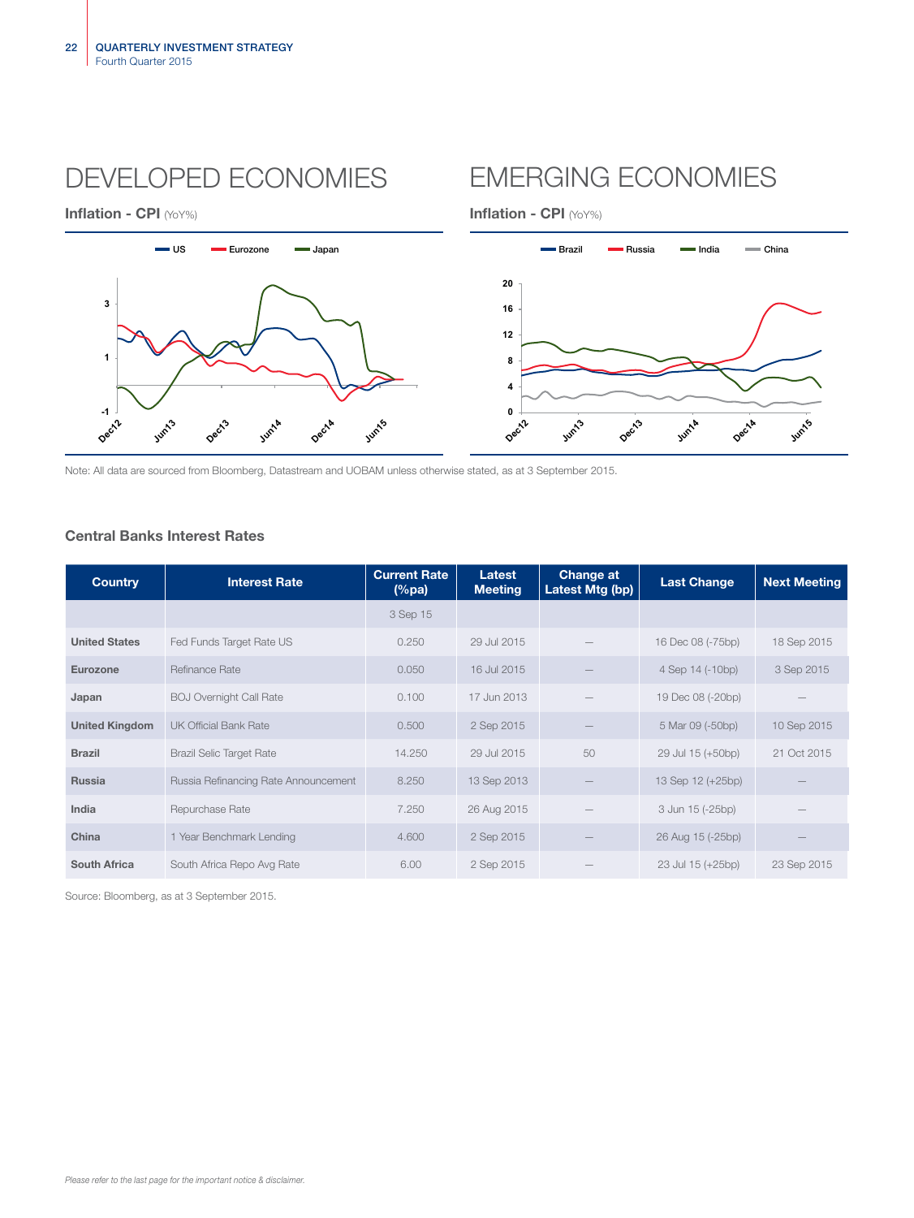# DEVELOPED ECONOMIES

**Inflation - CPI** (YoY%)

# EMERGING ECONOMIES

**Inflation - CPI** (YoY%)

Note: All data are sourced from Bloomberg, Datastream and UOBAM unless otherwise stated, as at 3 September 2015.

### Central Banks Interest Rates

| Country | Interest Rate | Current Rate (%pa) | Latest Meeting | Change at Latest Mtg (bp) | Last Change | Next Meeting |
|---|---|---|---|---|---|---|
| | | 3 Sep 15 | | | | |
| **United States** | Fed Funds Target Rate US | 0.250 | 29 Jul 2015 | — | 16 Dec 08 (-75bp) | 18 Sep 2015 |
| **Eurozone** | Refinance Rate | 0.050 | 16 Jul 2015 | — | 4 Sep 14 (-10bp) | 3 Sep 2015 |
| **Japan** | BOJ Overnight Call Rate | 0.100 | 17 Jun 2013 | — | 19 Dec 08 (-20bp) | — |
| **United Kingdom** | UK Official Bank Rate | 0.500 | 2 Sep 2015 | — | 5 Mar 09 (-50bp) | 10 Sep 2015 |
| **Brazil** | Brazil Selic Target Rate | 14.250 | 29 Jul 2015 | 50 | 29 Jul 15 (+50bp) | 21 Oct 2015 |
| **Russia** | Russia Refinancing Rate Announcement | 8.250 | 13 Sep 2013 | — | 13 Sep 12 (+25bp) | — |
| **India** | Repurchase Rate | 7.250 | 26 Aug 2015 | — | 3 Jun 15 (-25bp) | — |
| **China** | 1 Year Benchmark Lending | 4.600 | 2 Sep 2015 | — | 26 Aug 15 (-25bp) | — |
| **South Africa** | South Africa Repo Avg Rate | 6.00 | 2 Sep 2015 | — | 23 Jul 15 (+25bp) | 23 Sep 2015 |

Source: Bloomberg, as at 3 September 2015.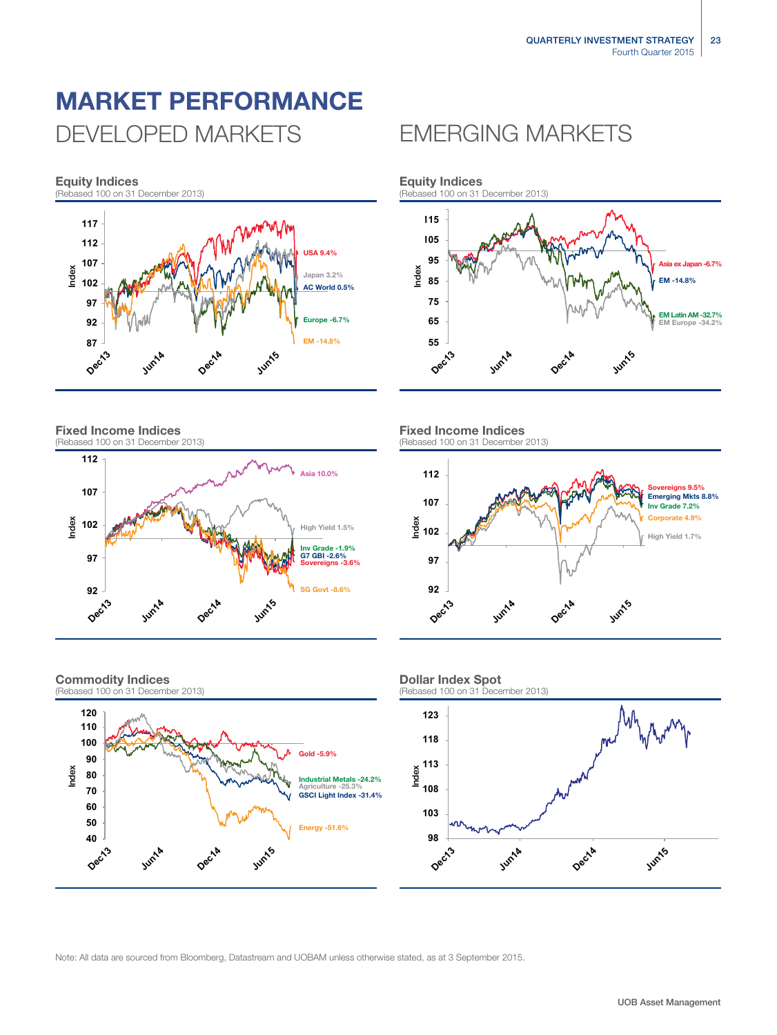# MARKET PERFORMANCE

## DEVELOPED MARKETS

### Equity Indices
(Rebased 100 on 31 December 2013)

USA 9.4%
Japan 3.2%
AC World 0.5%
Europe -6.7%
EM -14.8%

### Fixed Income Indices
(Rebased 100 on 31 December 2013)

Asia 10.0%
High Yield 1.5%
Inv Grade -1.9%
G7 GBI -2.6%
Sovereigns -3.6%
SG Govt -8.6%

### Commodity Indices
(Rebased 100 on 31 December 2013)

Gold -5.9%
Industrial Metals -24.2%
Agriculture -25.3%
GSCI Light Index -31.4%
Energy -51.6%

## EMERGING MARKETS

### Equity Indices
(Rebased 100 on 31 December 2013)

Asia ex Japan -6.7%
EM -14.8%
EM Latin AM -32.7%
EM Europe -34.2%

### Fixed Income Indices
(Rebased 100 on 31 December 2013)

Sovereigns 9.5%
Emerging Mkts 8.8%
Inv Grade 7.2%
Corporate 4.9%
High Yield 1.7%

### Dollar Index Spot
(Rebased 100 on 31 December 2013)

Note: All data are sourced from Bloomberg, Datastream and UOBAM unless otherwise stated, as at 3 September 2015.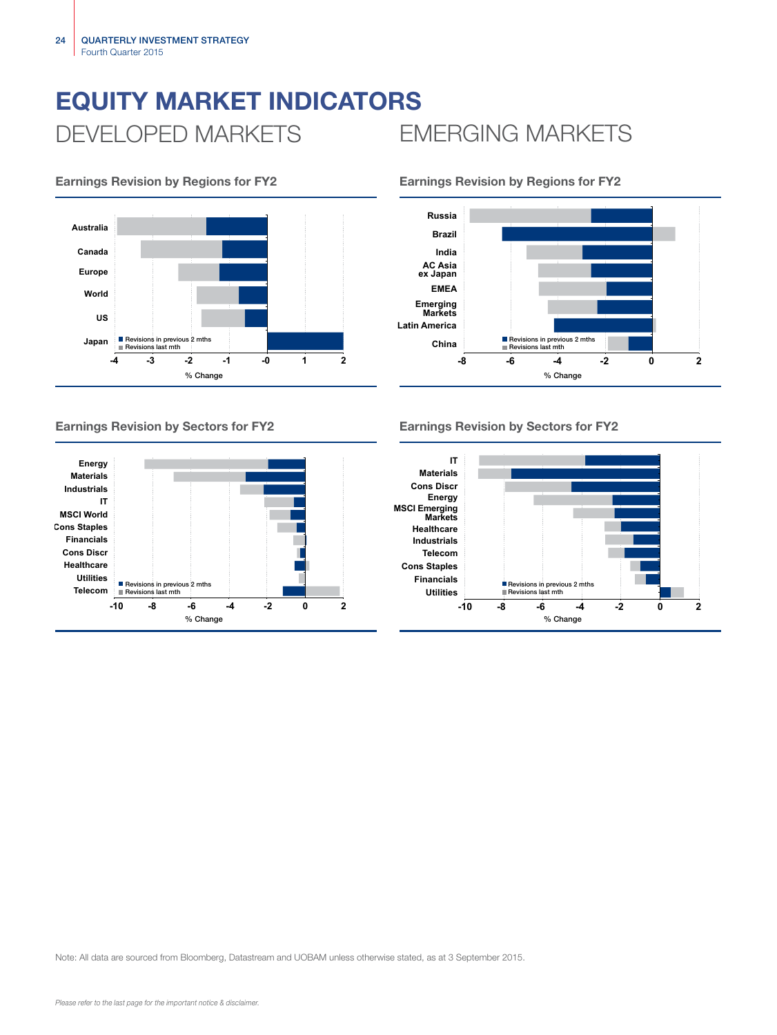# EQUITY MARKET INDICATORS

## DEVELOPED MARKETS

### Earnings Revision by Regions for FY2

Australia
Canada
Europe
World
US
Japan

■ Revisions in previous 2 mths
■ Revisions last mth

-4 -3 -2 -1 -0 1 2

% Change

### Earnings Revision by Sectors for FY2

Energy
Materials
Industrials
IT
MSCI World
Cons Staples
Financials
Cons Discr
Healthcare
Utilities
Telecom

■ Revisions in previous 2 mths
■ Revisions last mth

-10 -8 -6 -4 -2 0 2

% Change

## EMERGING MARKETS

### Earnings Revision by Regions for FY2

Russia
Brazil
India
AC Asia ex Japan
EMEA
Emerging Markets
Latin America
China

■ Revisions in previous 2 mths
■ Revisions last mth

-8 -6 -4 -2 0 2

% Change

### Earnings Revision by Sectors for FY2

IT
Materials
Cons Discr
Energy
MSCI Emerging Markets
Healthcare
Industrials
Telecom
Cons Staples
Financials
Utilities

■ Revisions in previous 2 mths
■ Revisions last mth

-10 -8 -6 -4 -2 0 2

% Change

Note: All data are sourced from Bloomberg, Datastream and UOBAM unless otherwise stated, as at 3 September 2015.

*Please refer to the last page for the important notice & disclaimer.*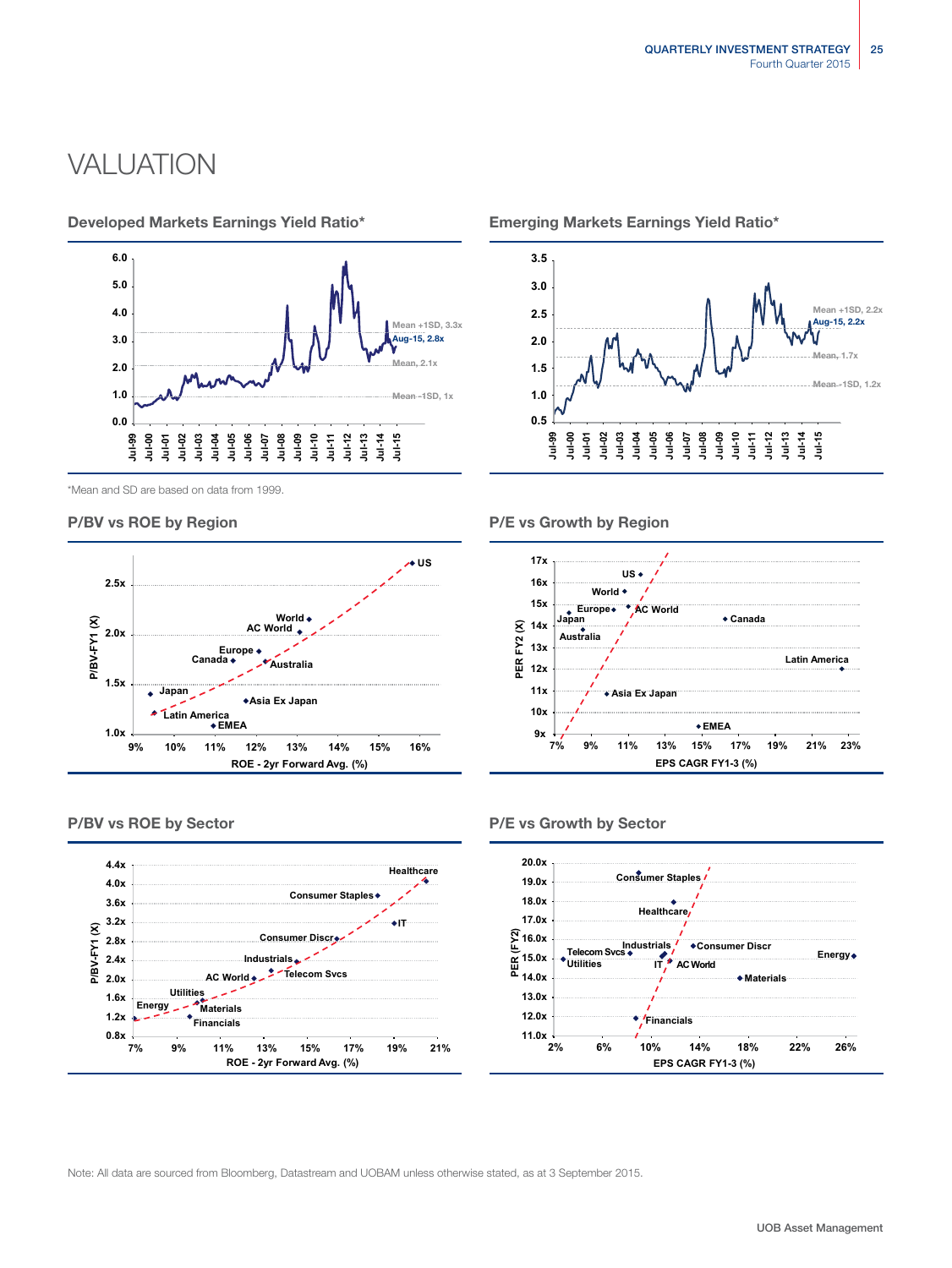# VALUATION

### Developed Markets Earnings Yield Ratio*

Mean +1SD, 3.3x
Aug-15, 2.8x
Mean, 2.1x
Mean -1SD, 1x

### Emerging Markets Earnings Yield Ratio*

Mean +1SD, 2.2x
Aug-15, 2.2x
Mean, 1.7x
Mean -1SD, 1.2x

*Mean and SD are based on data from 1999.

### P/BV vs ROE by Region

### P/E vs Growth by Region

### P/BV vs ROE by Sector

### P/E vs Growth by Sector

Note: All data are sourced from Bloomberg, Datastream and UOBAM unless otherwise stated, as at 3 September 2015.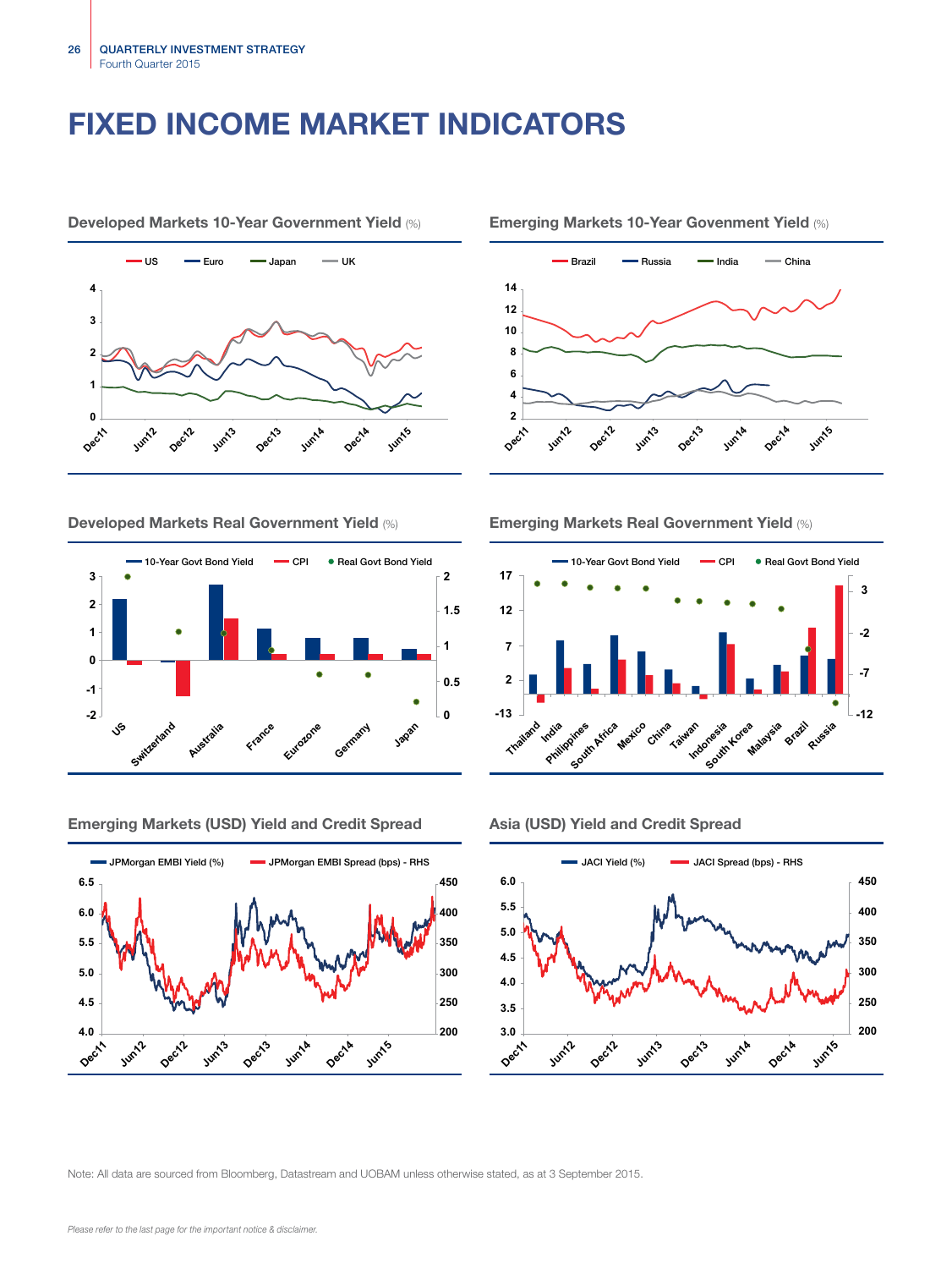# FIXED INCOME MARKET INDICATORS

**Developed Markets 10-Year Government Yield** (%)

US — Euro — Japan — UK

**Emerging Markets 10-Year Govenment Yield** (%)

Brazil — Russia — India — China

**Developed Markets Real Government Yield** (%)

10-Year Govt Bond Yield — CPI — Real Govt Bond Yield

US, Switzerland, Australia, France, Eurozone, Germany, Japan

**Emerging Markets Real Government Yield** (%)

10-Year Govt Bond Yield — CPI — Real Govt Bond Yield

Thailand, India, Philippines, South Africa, Mexico, China, Taiwan, Indonesia, South Korea, Malaysia, Brazil, Russia

**Emerging Markets (USD) Yield and Credit Spread**

JPMorgan EMBI Yield (%) — JPMorgan EMBI Spread (bps) - RHS

**Asia (USD) Yield and Credit Spread**

JACI Yield (%) — JACI Spread (bps) - RHS

Note: All data are sourced from Bloomberg, Datastream and UOBAM unless otherwise stated, as at 3 September 2015.

*Please refer to the last page for the important notice & disclaimer.*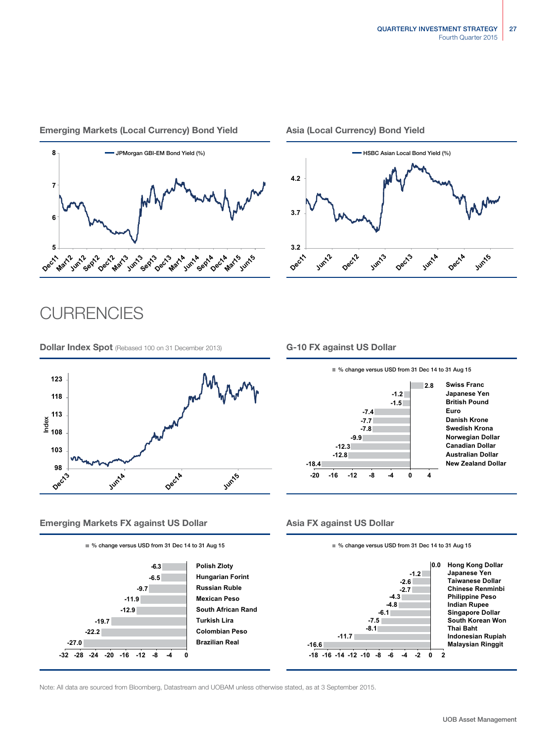### Emerging Markets (Local Currency) Bond Yield

JPMorgan GBI-EM Bond Yield (%)

### Asia (Local Currency) Bond Yield

HSBC Asian Local Bond Yield (%)

# CURRENCIES

### Dollar Index Spot (Rebased 100 on 31 December 2013)

### G-10 FX against US Dollar

% change versus USD from 31 Dec 14 to 31 Aug 15

| Currency | % change |
|---|---|
| Swiss Franc | 2.8 |
| Japanese Yen | -1.2 |
| British Pound | -1.5 |
| Euro | -7.4 |
| Danish Krone | -7.7 |
| Swedish Krona | -7.8 |
| Norwegian Dollar | -9.9 |
| Canadian Dollar | -12.3 |
| Australian Dollar | -12.8 |
| New Zealand Dollar | -18.4 |

### Emerging Markets FX against US Dollar

% change versus USD from 31 Dec 14 to 31 Aug 15

| Currency | % change |
|---|---|
| Polish Zloty | -6.3 |
| Hungarian Forint | -6.5 |
| Russian Ruble | -9.7 |
| Mexican Peso | -11.9 |
| South African Rand | -12.9 |
| Turkish Lira | -19.7 |
| Colombian Peso | -22.2 |
| Brazilian Real | -27.0 |

### Asia FX against US Dollar

% change versus USD from 31 Dec 14 to 31 Aug 15

| Currency | % change |
|---|---|
| Hong Kong Dollar | 0.0 |
| Japanese Yen | -1.2 |
| Taiwanese Dollar | -2.6 |
| Chinese Renminbi | -2.7 |
| Philippine Peso | -4.3 |
| Indian Rupee | -4.8 |
| Singapore Dollar | -6.1 |
| South Korean Won | -7.5 |
| Thai Baht | -8.1 |
| Indonesian Rupiah | -11.7 |
| Malaysian Ringgit | -16.6 |

Note: All data are sourced from Bloomberg, Datastream and UOBAM unless otherwise stated, as at 3 September 2015.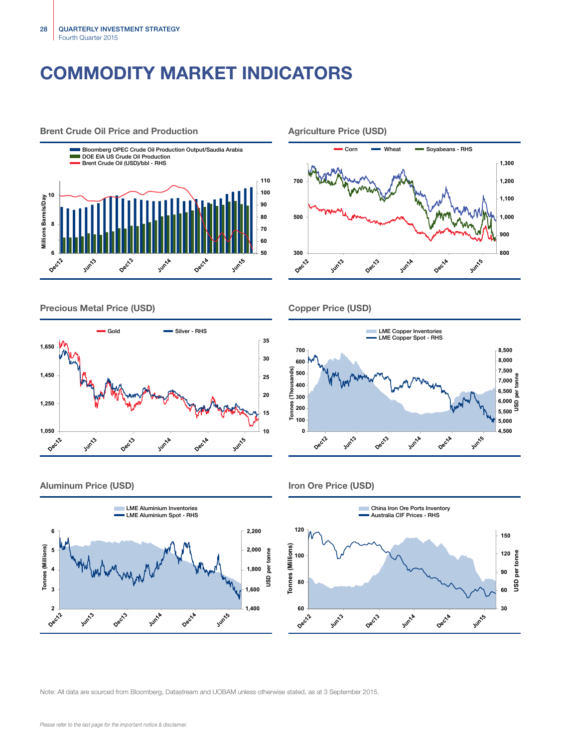# COMMODITY MARKET INDICATORS

### Brent Crude Oil Price and Production

Bloomberg OPEC Crude Oil Production Output/Saudia Arabia
DOE EIA US Crude Oil Production
Brent Crude Oil (USD)/bbl - RHS

### Agriculture Price (USD)

Corn | Wheat | Soyabeans - RHS

### Precious Metal Price (USD)

Gold | Silver - RHS

### Copper Price (USD)

LME Copper Inventories
LME Copper Spot - RHS

### Aluminum Price (USD)

LME Aluminium Inventories
LME Aluminium Spot - RHS

### Iron Ore Price (USD)

China Iron Ore Ports Inventory
Australia CIF Prices - RHS

Note: All data are sourced from Bloomberg, Datastream and UOBAM unless otherwise stated, as at 3 September 2015.

*Please refer to the last page for the important notice & disclaimer.*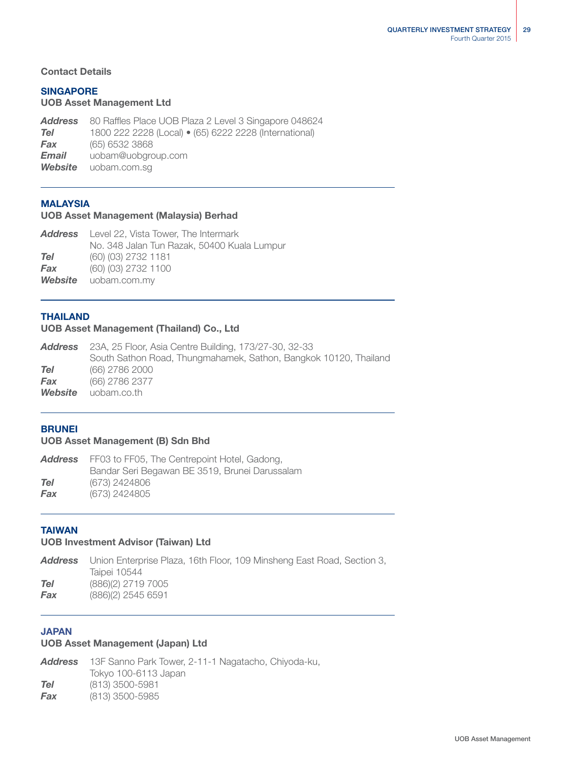## Contact Details

### SINGAPORE

**UOB Asset Management Ltd**

***Address*** 80 Raffles Place UOB Plaza 2 Level 3 Singapore 048624
***Tel*** 1800 222 2228 (Local) • (65) 6222 2228 (International)
***Fax*** (65) 6532 3868
***Email*** uobam@uobgroup.com
***Website*** uobam.com.sg

---

### MALAYSIA

**UOB Asset Management (Malaysia) Berhad**

***Address*** Level 22, Vista Tower, The Intermark
No. 348 Jalan Tun Razak, 50400 Kuala Lumpur
***Tel*** (60) (03) 2732 1181
***Fax*** (60) (03) 2732 1100
***Website*** uobam.com.my

---

### THAILAND

**UOB Asset Management (Thailand) Co., Ltd**

***Address*** 23A, 25 Floor, Asia Centre Building, 173/27-30, 32-33
South Sathon Road, Thungmahamek, Sathon, Bangkok 10120, Thailand
***Tel*** (66) 2786 2000
***Fax*** (66) 2786 2377
***Website*** uobam.co.th

---

### BRUNEI

**UOB Asset Management (B) Sdn Bhd**

***Address*** FF03 to FF05, The Centrepoint Hotel, Gadong,
Bandar Seri Begawan BE 3519, Brunei Darussalam
***Tel*** (673) 2424806
***Fax*** (673) 2424805

---

### TAIWAN

**UOB Investment Advisor (Taiwan) Ltd**

***Address*** Union Enterprise Plaza, 16th Floor, 109 Minsheng East Road, Section 3,
Taipei 10544
***Tel*** (886)(2) 2719 7005
***Fax*** (886)(2) 2545 6591

---

### JAPAN

**UOB Asset Management (Japan) Ltd**

***Address*** 13F Sanno Park Tower, 2-11-1 Nagatacho, Chiyoda-ku,
Tokyo 100-6113 Japan
***Tel*** (813) 3500-5981
***Fax*** (813) 3500-5985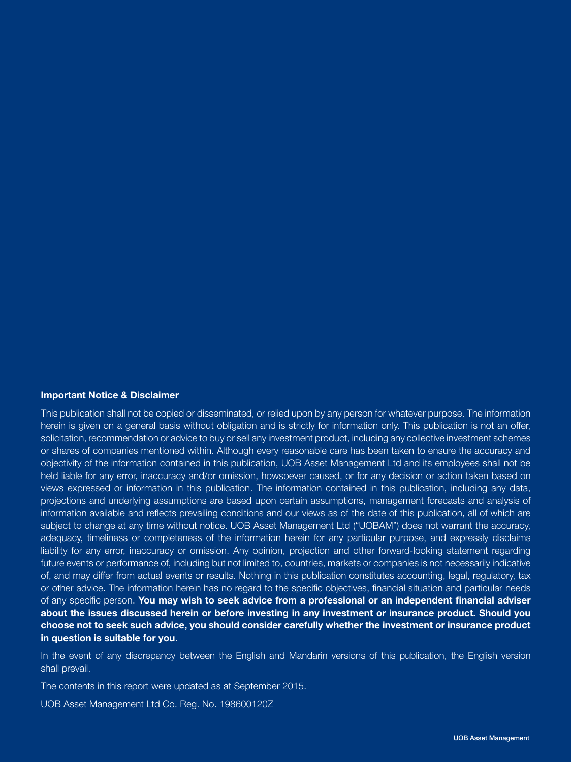**Important Notice & Disclaimer**

This publication shall not be copied or disseminated, or relied upon by any person for whatever purpose. The information herein is given on a general basis without obligation and is strictly for information only. This publication is not an offer, solicitation, recommendation or advice to buy or sell any investment product, including any collective investment schemes or shares of companies mentioned within. Although every reasonable care has been taken to ensure the accuracy and objectivity of the information contained in this publication, UOB Asset Management Ltd and its employees shall not be held liable for any error, inaccuracy and/or omission, howsoever caused, or for any decision or action taken based on views expressed or information in this publication. The information contained in this publication, including any data, projections and underlying assumptions are based upon certain assumptions, management forecasts and analysis of information available and reflects prevailing conditions and our views as of the date of this publication, all of which are subject to change at any time without notice. UOB Asset Management Ltd ("UOBAM") does not warrant the accuracy, adequacy, timeliness or completeness of the information herein for any particular purpose, and expressly disclaims liability for any error, inaccuracy or omission. Any opinion, projection and other forward-looking statement regarding future events or performance of, including but not limited to, countries, markets or companies is not necessarily indicative of, and may differ from actual events or results. Nothing in this publication constitutes accounting, legal, regulatory, tax or other advice. The information herein has no regard to the specific objectives, financial situation and particular needs of any specific person. **You may wish to seek advice from a professional or an independent financial adviser about the issues discussed herein or before investing in any investment or insurance product. Should you choose not to seek such advice, you should consider carefully whether the investment or insurance product in question is suitable for you**.

In the event of any discrepancy between the English and Mandarin versions of this publication, the English version shall prevail.

The contents in this report were updated as at September 2015.

UOB Asset Management Ltd Co. Reg. No. 198600120Z